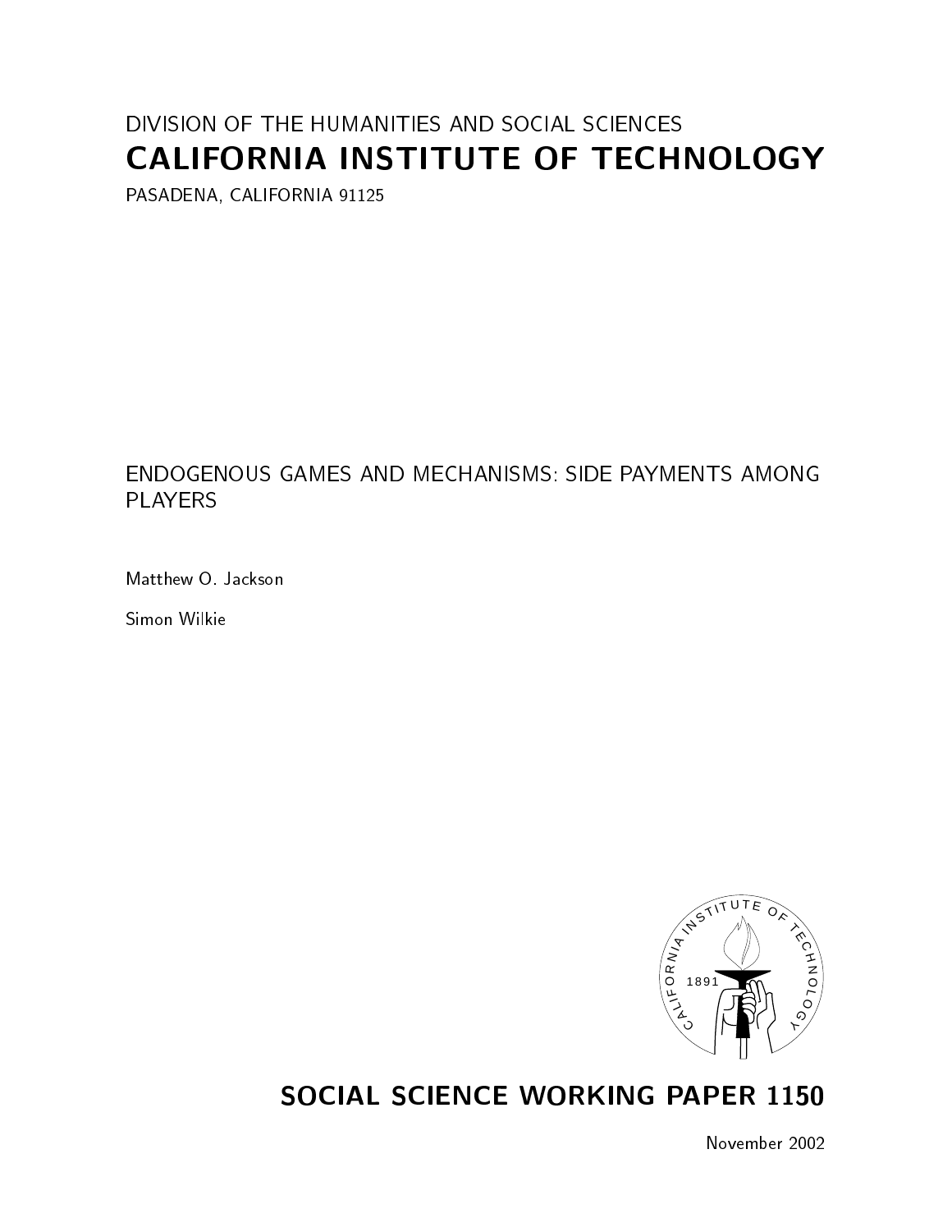DIVISION OF THE HUMANITIES AND SOCIAL SCIENCES

# CALIFORNIA INSTITUTE OF TECHNOLOGY

PASADENA, CALIFORNIA 91125

## ENDOGENOUS GAMES AND MECHANISMS: SIDE PAYMENTS AMONG PLAYERS

Matthew O. Jackson

Simon Wilkie

## SOCIAL SCIENCE WORKING PAPER 1150

November 2002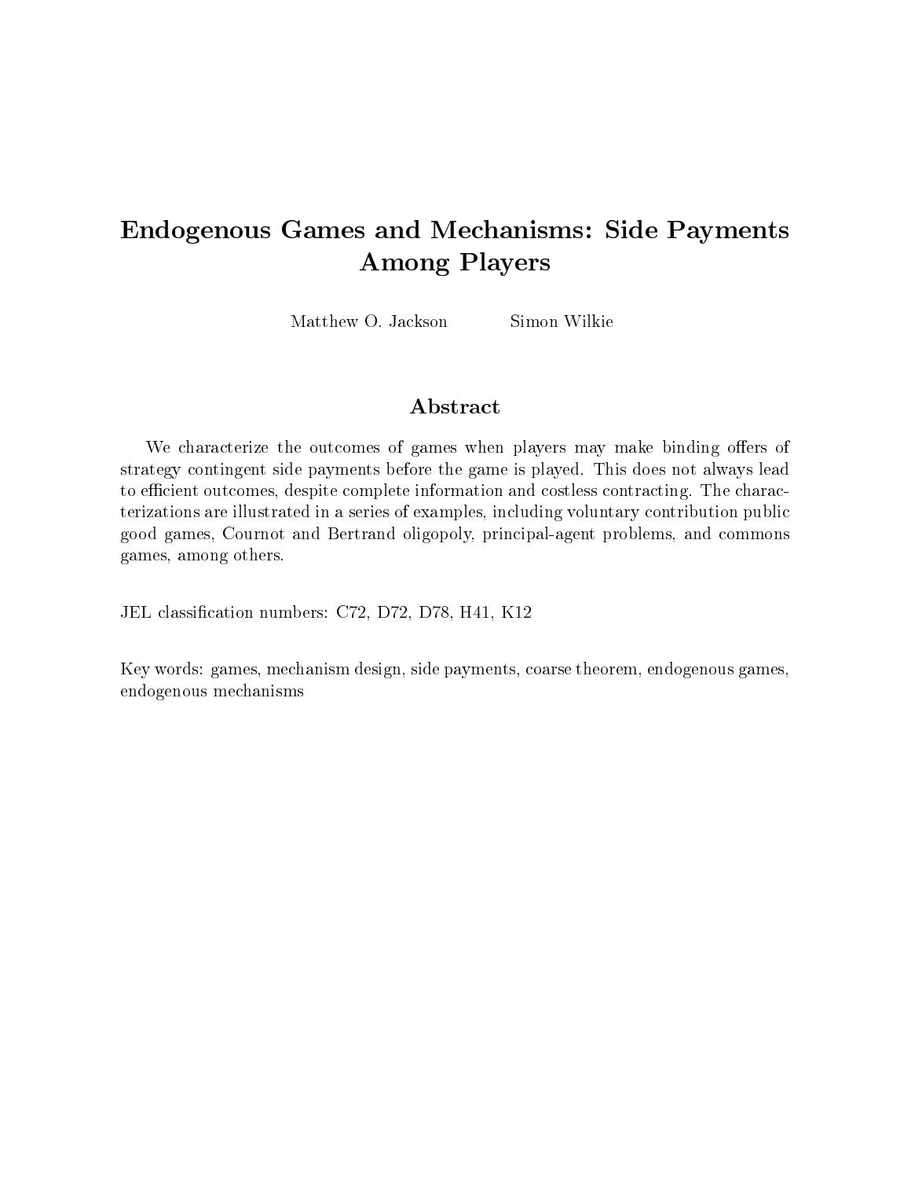# Endogenous Games and Mechanisms: Side Payments Among Players

Matthew O. Jackson    Simon Wilkie

## Abstract

We characterize the outcomes of games when players may make binding offers of strategy contingent side payments before the game is played. This does not always lead to efficient outcomes, despite complete information and costless contracting. The characterizations are illustrated in a series of examples, including voluntary contribution public good games, Cournot and Bertrand oligopoly, principal-agent problems, and commons games, among others.

JEL classification numbers: C72, D72, D78, H41, K12

Key words: games, mechanism design, side payments, coarse theorem, endogenous games, endogenous mechanisms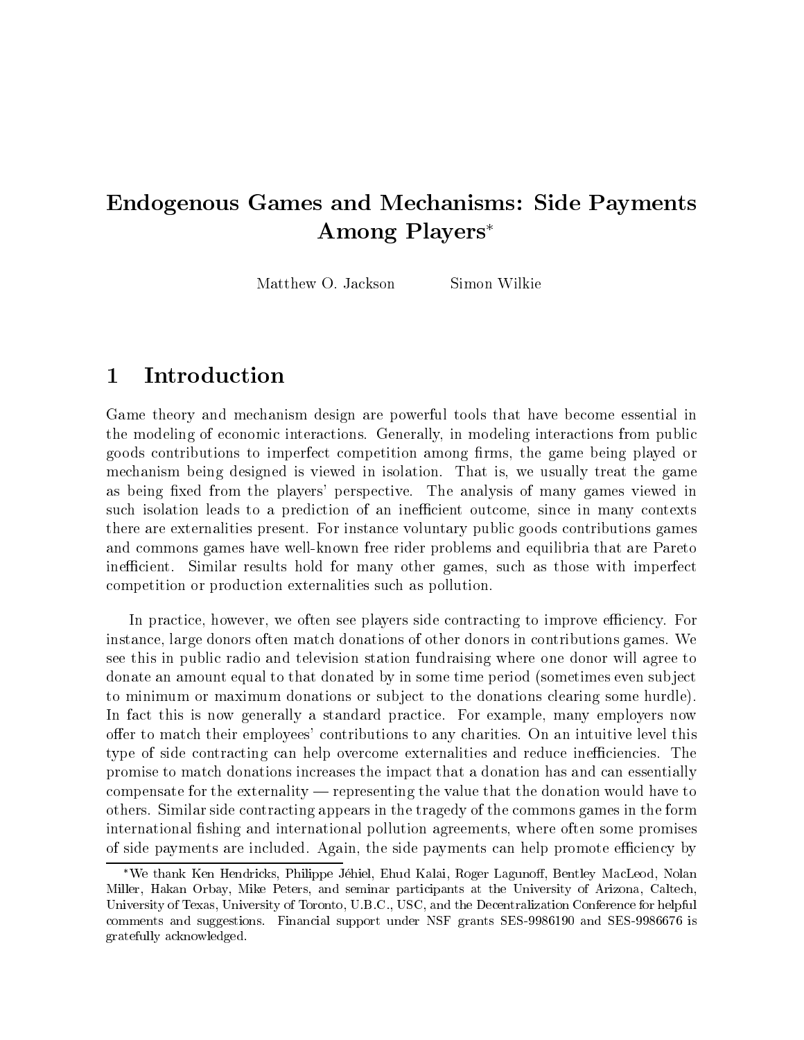# Endogenous Games and Mechanisms: Side Payments Among Players*

Matthew O. Jackson Simon Wilkie

## 1 Introduction

Game theory and mechanism design are powerful tools that have become essential in the modeling of economic interactions. Generally, in modeling interactions from public goods contributions to imperfect competition among firms, the game being played or mechanism being designed is viewed in isolation. That is, we usually treat the game as being fixed from the players' perspective. The analysis of many games viewed in such isolation leads to a prediction of an inefficient outcome, since in many contexts there are externalities present. For instance voluntary public goods contributions games and commons games have well-known free rider problems and equilibria that are Pareto inefficient. Similar results hold for many other games, such as those with imperfect competition or production externalities such as pollution.

In practice, however, we often see players side contracting to improve efficiency. For instance, large donors often match donations of other donors in contributions games. We see this in public radio and television station fundraising where one donor will agree to donate an amount equal to that donated by in some time period (sometimes even subject to minimum or maximum donations or subject to the donations clearing some hurdle). In fact this is now generally a standard practice. For example, many employers now offer to match their employees' contributions to any charities. On an intuitive level this type of side contracting can help overcome externalities and reduce inefficiencies. The promise to match donations increases the impact that a donation has and can essentially compensate for the externality — representing the value that the donation would have to others. Similar side contracting appears in the tragedy of the commons games in the form international fishing and international pollution agreements, where often some promises of side payments are included. Again, the side payments can help promote efficiency by

*We thank Ken Hendricks, Philippe Jéhiel, Ehud Kalai, Roger Lagunoff, Bentley MacLeod, Nolan Miller, Hakan Orbay, Mike Peters, and seminar participants at the University of Arizona, Caltech, University of Texas, University of Toronto, U.B.C., USC, and the Decentralization Conference for helpful comments and suggestions. Financial support under NSF grants SES-9986190 and SES-9986676 is gratefully acknowledged.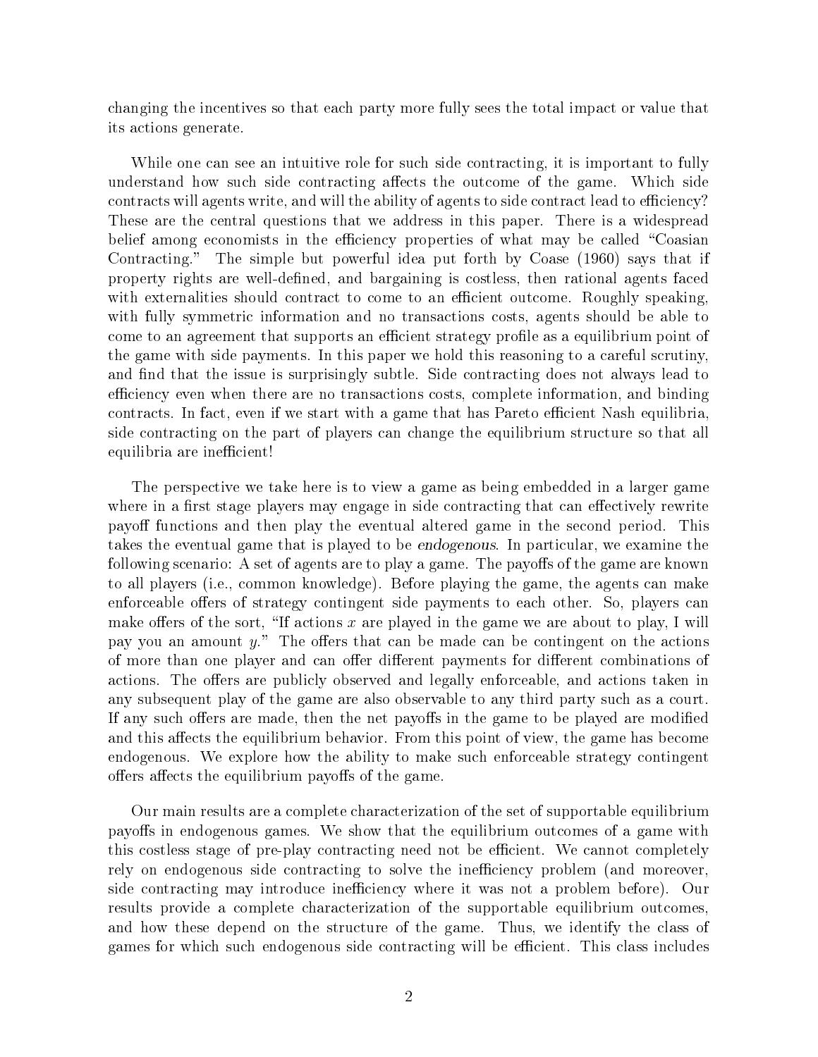changing the incentives so that each party more fully sees the total impact or value that its actions generate.

While one can see an intuitive role for such side contracting, it is important to fully understand how such side contracting affects the outcome of the game. Which side contracts will agents write, and will the ability of agents to side contract lead to efficiency? These are the central questions that we address in this paper. There is a widespread belief among economists in the efficiency properties of what may be called "Coasian Contracting." The simple but powerful idea put forth by Coase (1960) says that if property rights are well-defined, and bargaining is costless, then rational agents faced with externalities should contract to come to an efficient outcome. Roughly speaking, with fully symmetric information and no transactions costs, agents should be able to come to an agreement that supports an efficient strategy profile as a equilibrium point of the game with side payments. In this paper we hold this reasoning to a careful scrutiny, and find that the issue is surprisingly subtle. Side contracting does not always lead to efficiency even when there are no transactions costs, complete information, and binding contracts. In fact, even if we start with a game that has Pareto efficient Nash equilibria, side contracting on the part of players can change the equilibrium structure so that all equilibria are inefficient!

The perspective we take here is to view a game as being embedded in a larger game where in a first stage players may engage in side contracting that can effectively rewrite payoff functions and then play the eventual altered game in the second period. This takes the eventual game that is played to be *endogenous*. In particular, we examine the following scenario: A set of agents are to play a game. The payoffs of the game are known to all players (i.e., common knowledge). Before playing the game, the agents can make enforceable offers of strategy contingent side payments to each other. So, players can make offers of the sort, "If actions $x$ are played in the game we are about to play, I will pay you an amount $y$." The offers that can be made can be contingent on the actions of more than one player and can offer different payments for different combinations of actions. The offers are publicly observed and legally enforceable, and actions taken in any subsequent play of the game are also observable to any third party such as a court. If any such offers are made, then the net payoffs in the game to be played are modified and this affects the equilibrium behavior. From this point of view, the game has become endogenous. We explore how the ability to make such enforceable strategy contingent offers affects the equilibrium payoffs of the game.

Our main results are a complete characterization of the set of supportable equilibrium payoffs in endogenous games. We show that the equilibrium outcomes of a game with this costless stage of pre-play contracting need not be efficient. We cannot completely rely on endogenous side contracting to solve the inefficiency problem (and moreover, side contracting may introduce inefficiency where it was not a problem before). Our results provide a complete characterization of the supportable equilibrium outcomes, and how these depend on the structure of the game. Thus, we identify the class of games for which such endogenous side contracting will be efficient. This class includes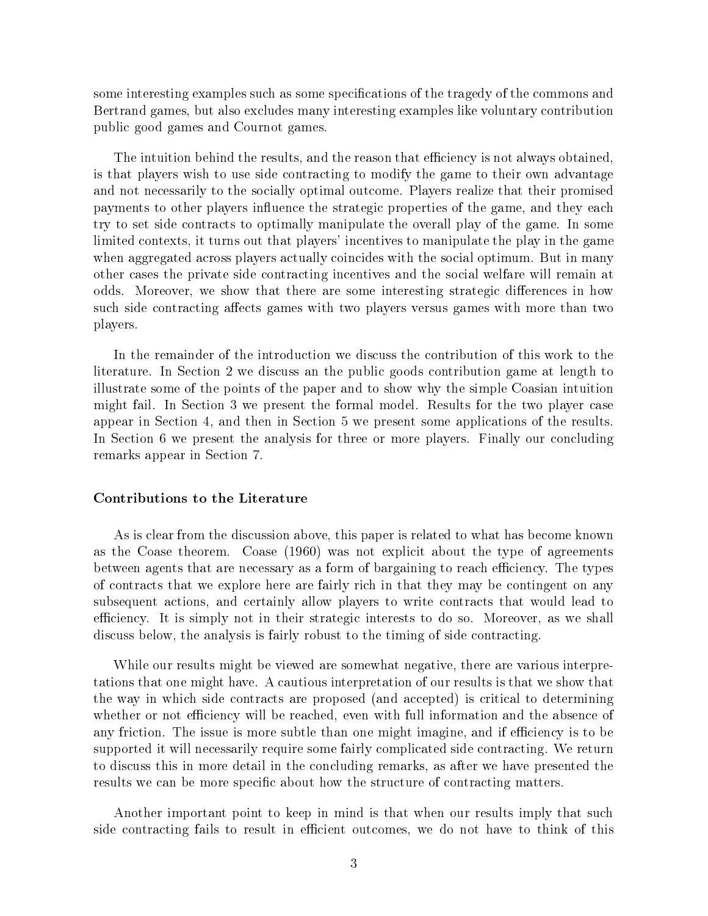some interesting examples such as some specifications of the tragedy of the commons and Bertrand games, but also excludes many interesting examples like voluntary contribution public good games and Cournot games.

The intuition behind the results, and the reason that efficiency is not always obtained, is that players wish to use side contracting to modify the game to their own advantage and not necessarily to the socially optimal outcome. Players realize that their promised payments to other players influence the strategic properties of the game, and they each try to set side contracts to optimally manipulate the overall play of the game. In some limited contexts, it turns out that players' incentives to manipulate the play in the game when aggregated across players actually coincides with the social optimum. But in many other cases the private side contracting incentives and the social welfare will remain at odds. Moreover, we show that there are some interesting strategic differences in how such side contracting affects games with two players versus games with more than two players.

In the remainder of the introduction we discuss the contribution of this work to the literature. In Section 2 we discuss an the public goods contribution game at length to illustrate some of the points of the paper and to show why the simple Coasian intuition might fail. In Section 3 we present the formal model. Results for the two player case appear in Section 4, and then in Section 5 we present some applications of the results. In Section 6 we present the analysis for three or more players. Finally our concluding remarks appear in Section 7.

### Contributions to the Literature

As is clear from the discussion above, this paper is related to what has become known as the Coase theorem. Coase (1960) was not explicit about the type of agreements between agents that are necessary as a form of bargaining to reach efficiency. The types of contracts that we explore here are fairly rich in that they may be contingent on any subsequent actions, and certainly allow players to write contracts that would lead to efficiency. It is simply not in their strategic interests to do so. Moreover, as we shall discuss below, the analysis is fairly robust to the timing of side contracting.

While our results might be viewed are somewhat negative, there are various interpretations that one might have. A cautious interpretation of our results is that we show that the way in which side contracts are proposed (and accepted) is critical to determining whether or not efficiency will be reached, even with full information and the absence of any friction. The issue is more subtle than one might imagine, and if efficiency is to be supported it will necessarily require some fairly complicated side contracting. We return to discuss this in more detail in the concluding remarks, as after we have presented the results we can be more specific about how the structure of contracting matters.

Another important point to keep in mind is that when our results imply that such side contracting fails to result in efficient outcomes, we do not have to think of this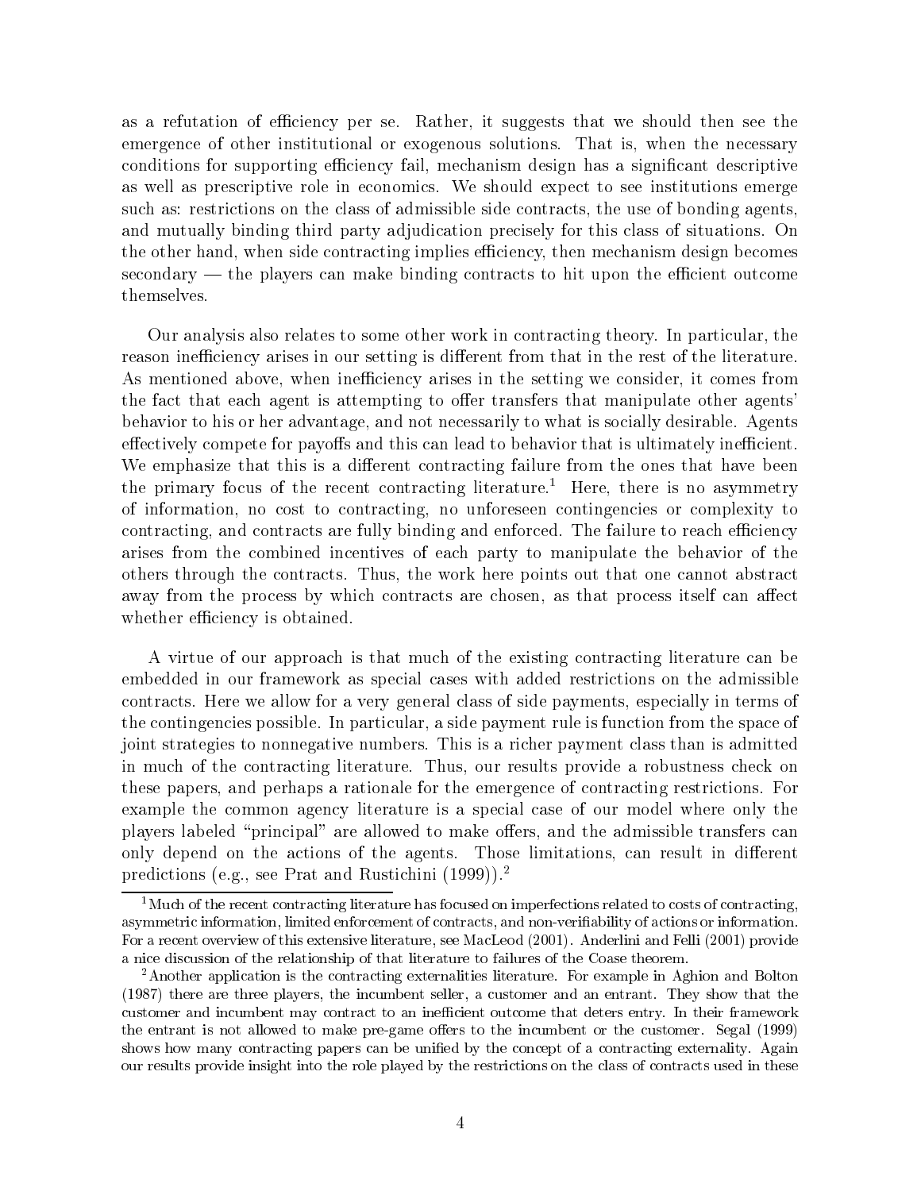as a refutation of efficiency per se. Rather, it suggests that we should then see the emergence of other institutional or exogenous solutions. That is, when the necessary conditions for supporting efficiency fail, mechanism design has a significant descriptive as well as prescriptive role in economics. We should expect to see institutions emerge such as: restrictions on the class of admissible side contracts, the use of bonding agents, and mutually binding third party adjudication precisely for this class of situations. On the other hand, when side contracting implies efficiency, then mechanism design becomes secondary — the players can make binding contracts to hit upon the efficient outcome themselves.

Our analysis also relates to some other work in contracting theory. In particular, the reason inefficiency arises in our setting is different from that in the rest of the literature. As mentioned above, when inefficiency arises in the setting we consider, it comes from the fact that each agent is attempting to offer transfers that manipulate other agents' behavior to his or her advantage, and not necessarily to what is socially desirable. Agents effectively compete for payoffs and this can lead to behavior that is ultimately inefficient. We emphasize that this is a different contracting failure from the ones that have been the primary focus of the recent contracting literature.[1] Here, there is no asymmetry of information, no cost to contracting, no unforeseen contingencies or complexity to contracting, and contracts are fully binding and enforced. The failure to reach efficiency arises from the combined incentives of each party to manipulate the behavior of the others through the contracts. Thus, the work here points out that one cannot abstract away from the process by which contracts are chosen, as that process itself can affect whether efficiency is obtained.

A virtue of our approach is that much of the existing contracting literature can be embedded in our framework as special cases with added restrictions on the admissible contracts. Here we allow for a very general class of side payments, especially in terms of the contingencies possible. In particular, a side payment rule is function from the space of joint strategies to nonnegative numbers. This is a richer payment class than is admitted in much of the contracting literature. Thus, our results provide a robustness check on these papers, and perhaps a rationale for the emergence of contracting restrictions. For example the common agency literature is a special case of our model where only the players labeled "principal" are allowed to make offers, and the admissible transfers can only depend on the actions of the agents. Those limitations, can result in different predictions (e.g., see Prat and Rustichini (1999)).[2]

[1] Much of the recent contracting literature has focused on imperfections related to costs of contracting, asymmetric information, limited enforcement of contracts, and non-verifiability of actions or information. For a recent overview of this extensive literature, see MacLeod (2001). Anderlini and Felli (2001) provide a nice discussion of the relationship of that literature to failures of the Coase theorem.

[2] Another application is the contracting externalities literature. For example in Aghion and Bolton (1987) there are three players, the incumbent seller, a customer and an entrant. They show that the customer and incumbent may contract to an inefficient outcome that deters entry. In their framework the entrant is not allowed to make pre-game offers to the incumbent or the customer. Segal (1999) shows how many contracting papers can be unified by the concept of a contracting externality. Again our results provide insight into the role played by the restrictions on the class of contracts used in these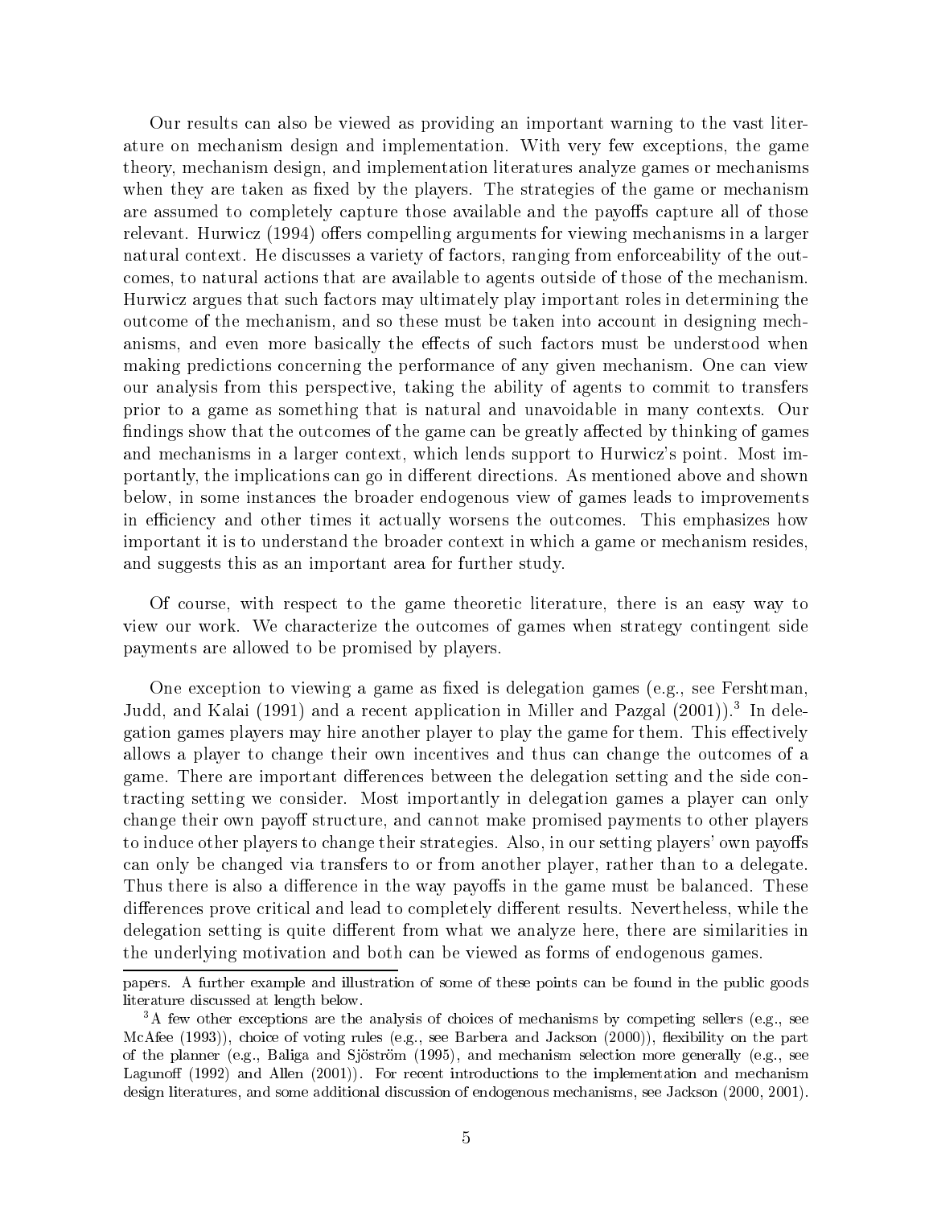Our results can also be viewed as providing an important warning to the vast literature on mechanism design and implementation. With very few exceptions, the game theory, mechanism design, and implementation literatures analyze games or mechanisms when they are taken as fixed by the players. The strategies of the game or mechanism are assumed to completely capture those available and the payoffs capture all of those relevant. Hurwicz (1994) offers compelling arguments for viewing mechanisms in a larger natural context. He discusses a variety of factors, ranging from enforceability of the outcomes, to natural actions that are available to agents outside of those of the mechanism. Hurwicz argues that such factors may ultimately play important roles in determining the outcome of the mechanism, and so these must be taken into account in designing mechanisms, and even more basically the effects of such factors must be understood when making predictions concerning the performance of any given mechanism. One can view our analysis from this perspective, taking the ability of agents to commit to transfers prior to a game as something that is natural and unavoidable in many contexts. Our findings show that the outcomes of the game can be greatly affected by thinking of games and mechanisms in a larger context, which lends support to Hurwicz's point. Most importantly, the implications can go in different directions. As mentioned above and shown below, in some instances the broader endogenous view of games leads to improvements in efficiency and other times it actually worsens the outcomes. This emphasizes how important it is to understand the broader context in which a game or mechanism resides, and suggests this as an important area for further study.

Of course, with respect to the game theoretic literature, there is an easy way to view our work. We characterize the outcomes of games when strategy contingent side payments are allowed to be promised by players.

One exception to viewing a game as fixed is delegation games (e.g., see Fershtman, Judd, and Kalai (1991) and a recent application in Miller and Pazgal (2001)).[3] In delegation games players may hire another player to play the game for them. This effectively allows a player to change their own incentives and thus can change the outcomes of a game. There are important differences between the delegation setting and the side contracting setting we consider. Most importantly in delegation games a player can only change their own payoff structure, and cannot make promised payments to other players to induce other players to change their strategies. Also, in our setting players' own payoffs can only be changed via transfers to or from another player, rather than to a delegate. Thus there is also a difference in the way payoffs in the game must be balanced. These differences prove critical and lead to completely different results. Nevertheless, while the delegation setting is quite different from what we analyze here, there are similarities in the underlying motivation and both can be viewed as forms of endogenous games.

papers. A further example and illustration of some of these points can be found in the public goods literature discussed at length below.

[3]A few other exceptions are the analysis of choices of mechanisms by competing sellers (e.g., see McAfee (1993)), choice of voting rules (e.g., see Barbera and Jackson (2000)), flexibility on the part of the planner (e.g., Baliga and Sjöström (1995), and mechanism selection more generally (e.g., see Lagunoff (1992) and Allen (2001)). For recent introductions to the implementation and mechanism design literatures, and some additional discussion of endogenous mechanisms, see Jackson (2000, 2001).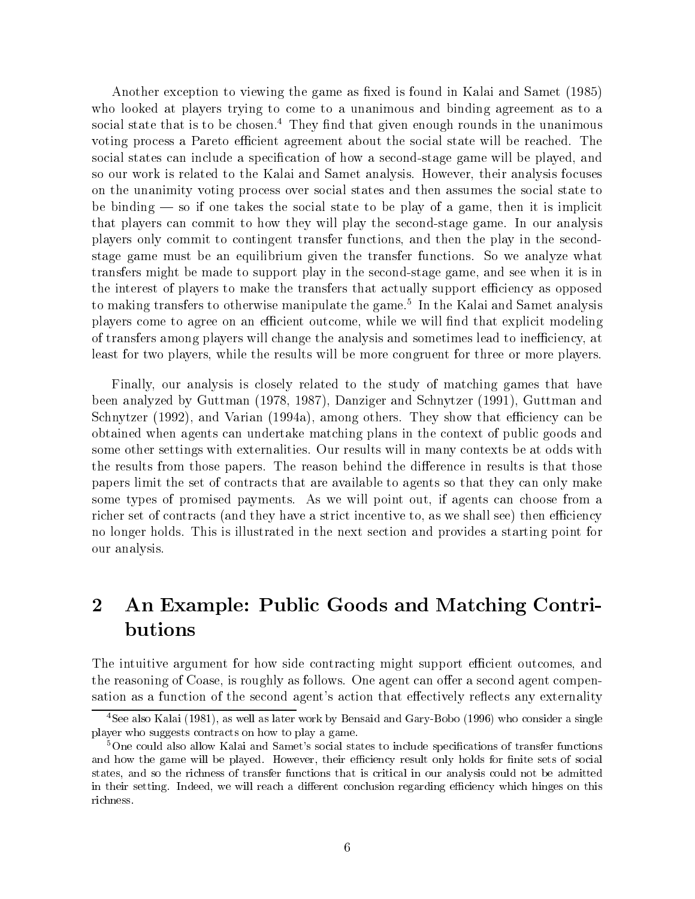Another exception to viewing the game as fixed is found in Kalai and Samet (1985) who looked at players trying to come to a unanimous and binding agreement as to a social state that is to be chosen.[4] They find that given enough rounds in the unanimous voting process a Pareto efficient agreement about the social state will be reached. The social states can include a specification of how a second-stage game will be played, and so our work is related to the Kalai and Samet analysis. However, their analysis focuses on the unanimity voting process over social states and then assumes the social state to be binding — so if one takes the social state to be play of a game, then it is implicit that players can commit to how they will play the second-stage game. In our analysis players only commit to contingent transfer functions, and then the play in the second-stage game must be an equilibrium given the transfer functions. So we analyze what transfers might be made to support play in the second-stage game, and see when it is in the interest of players to make the transfers that actually support efficiency as opposed to making transfers to otherwise manipulate the game.[5] In the Kalai and Samet analysis players come to agree on an efficient outcome, while we will find that explicit modeling of transfers among players will change the analysis and sometimes lead to inefficiency, at least for two players, while the results will be more congruent for three or more players.

Finally, our analysis is closely related to the study of matching games that have been analyzed by Guttman (1978, 1987), Danziger and Schnytzer (1991), Guttman and Schnytzer (1992), and Varian (1994a), among others. They show that efficiency can be obtained when agents can undertake matching plans in the context of public goods and some other settings with externalities. Our results will in many contexts be at odds with the results from those papers. The reason behind the difference in results is that those papers limit the set of contracts that are available to agents so that they can only make some types of promised payments. As we will point out, if agents can choose from a richer set of contracts (and they have a strict incentive to, as we shall see) then efficiency no longer holds. This is illustrated in the next section and provides a starting point for our analysis.

## 2 An Example: Public Goods and Matching Contributions

The intuitive argument for how side contracting might support efficient outcomes, and the reasoning of Coase, is roughly as follows. One agent can offer a second agent compensation as a function of the second agent's action that effectively reflects any externality

[4] See also Kalai (1981), as well as later work by Bensaid and Gary-Bobo (1996) who consider a single player who suggests contracts on how to play a game.

[5] One could also allow Kalai and Samet's social states to include specifications of transfer functions and how the game will be played. However, their efficiency result only holds for finite sets of social states, and so the richness of transfer functions that is critical in our analysis could not be admitted in their setting. Indeed, we will reach a different conclusion regarding efficiency which hinges on this richness.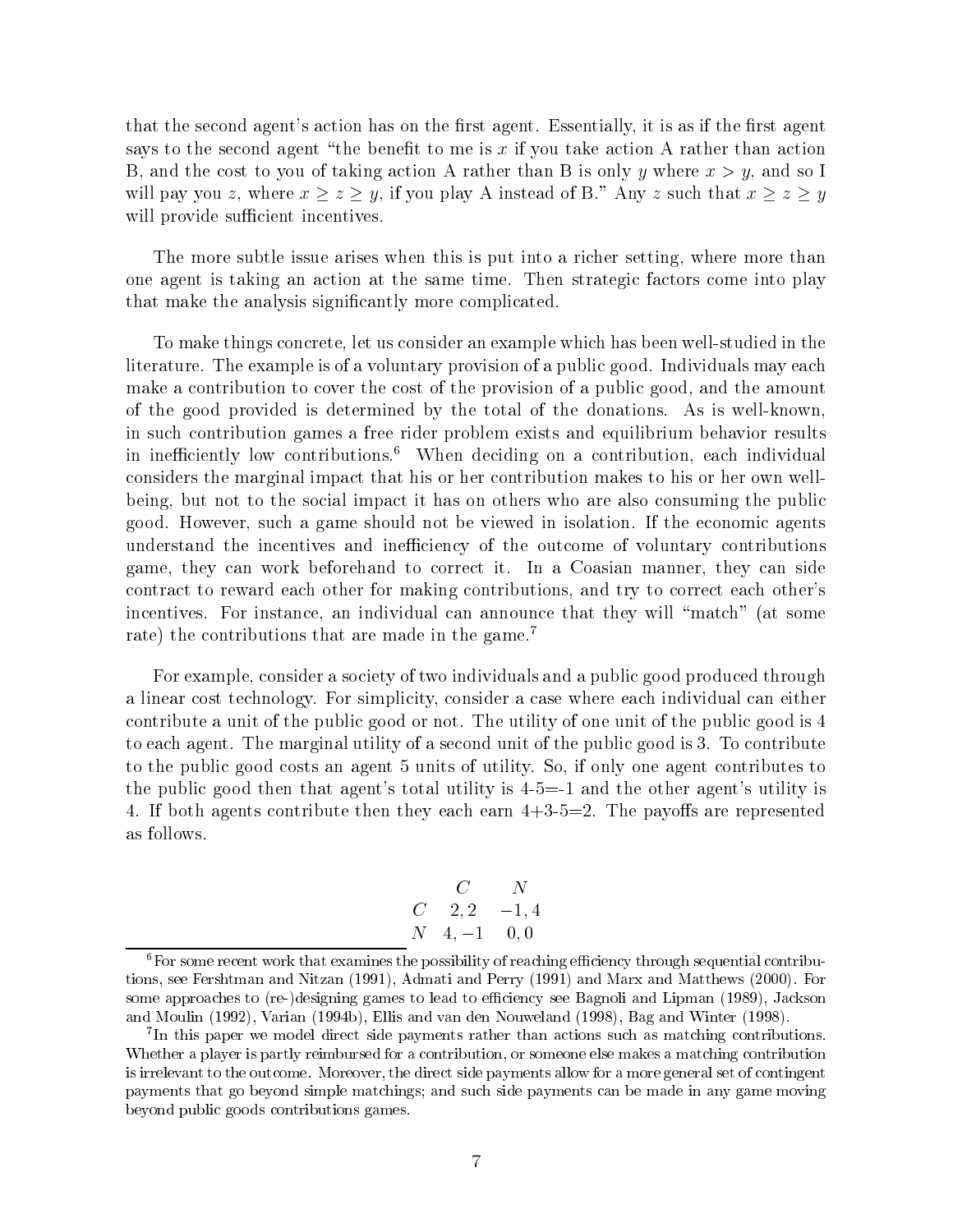that the second agent's action has on the first agent. Essentially, it is as if the first agent says to the second agent "the benefit to me is $x$ if you take action A rather than action B, and the cost to you of taking action A rather than B is only $y$ where $x > y$, and so I will pay you $z$, where $x \geq z \geq y$, if you play A instead of B." Any $z$ such that $x \geq z \geq y$ will provide sufficient incentives.

The more subtle issue arises when this is put into a richer setting, where more than one agent is taking an action at the same time. Then strategic factors come into play that make the analysis significantly more complicated.

To make things concrete, let us consider an example which has been well-studied in the literature. The example is of a voluntary provision of a public good. Individuals may each make a contribution to cover the cost of the provision of a public good, and the amount of the good provided is determined by the total of the donations. As is well-known, in such contribution games a free rider problem exists and equilibrium behavior results in inefficiently low contributions.[6] When deciding on a contribution, each individual considers the marginal impact that his or her contribution makes to his or her own well-being, but not to the social impact it has on others who are also consuming the public good. However, such a game should not be viewed in isolation. If the economic agents understand the incentives and inefficiency of the outcome of voluntary contributions game, they can work beforehand to correct it. In a Coasian manner, they can side contract to reward each other for making contributions, and try to correct each other's incentives. For instance, an individual can announce that they will "match" (at some rate) the contributions that are made in the game.[7]

For example, consider a society of two individuals and a public good produced through a linear cost technology. For simplicity, consider a case where each individual can either contribute a unit of the public good or not. The utility of one unit of the public good is 4 to each agent. The marginal utility of a second unit of the public good is 3. To contribute to the public good costs an agent 5 units of utility. So, if only one agent contributes to the public good then that agent's total utility is 4-5=-1 and the other agent's utility is 4. If both agents contribute then they each earn 4+3-5=2. The payoffs are represented as follows.

| | $C$ | $N$ |
|---|---|---|
| $C$ | $2, 2$ | $-1, 4$ |
| $N$ | $4, -1$ | $0, 0$ |

[6] For some recent work that examines the possibility of reaching efficiency through sequential contributions, see Fershtman and Nitzan (1991), Admati and Perry (1991) and Marx and Matthews (2000). For some approaches to (re-)designing games to lead to efficiency see Bagnoli and Lipman (1989), Jackson and Moulin (1992), Varian (1994b), Ellis and van den Nouweland (1998), Bag and Winter (1998).

[7] In this paper we model direct side payments rather than actions such as matching contributions. Whether a player is partly reimbursed for a contribution, or someone else makes a matching contribution is irrelevant to the outcome. Moreover, the direct side payments allow for a more general set of contingent payments that go beyond simple matchings; and such side payments can be made in any game moving beyond public goods contributions games.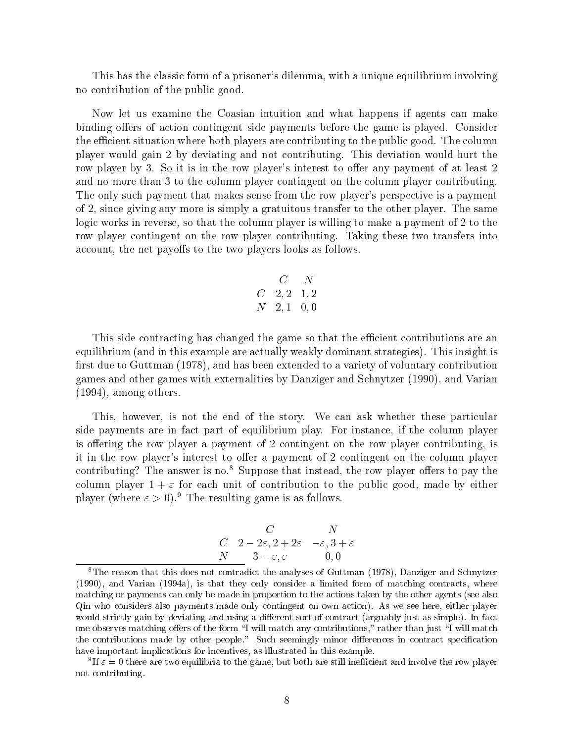This has the classic form of a prisoner's dilemma, with a unique equilibrium involving no contribution of the public good.

Now let us examine the Coasian intuition and what happens if agents can make binding offers of action contingent side payments before the game is played. Consider the efficient situation where both players are contributing to the public good. The column player would gain 2 by deviating and not contributing. This deviation would hurt the row player by 3. So it is in the row player's interest to offer any payment of at least 2 and no more than 3 to the column player contingent on the column player contributing. The only such payment that makes sense from the row player's perspective is a payment of 2, since giving any more is simply a gratuitous transfer to the other player. The same logic works in reverse, so that the column player is willing to make a payment of 2 to the row player contingent on the row player contributing. Taking these two transfers into account, the net payoffs to the two players looks as follows.

| | $C$ | $N$ |
|---|---|---|
| $C$ | $2, 2$ | $1, 2$ |
| $N$ | $2, 1$ | $0, 0$ |

This side contracting has changed the game so that the efficient contributions are an equilibrium (and in this example are actually weakly dominant strategies). This insight is first due to Guttman (1978), and has been extended to a variety of voluntary contribution games and other games with externalities by Danziger and Schnytzer (1990), and Varian (1994), among others.

This, however, is not the end of the story. We can ask whether these particular side payments are in fact part of equilibrium play. For instance, if the column player is offering the row player a payment of 2 contingent on the row player contributing, is it in the row player's interest to offer a payment of 2 contingent on the column player contributing? The answer is no.[8] Suppose that instead, the row player offers to pay the column player $1 + \varepsilon$ for each unit of contribution to the public good, made by either player (where $\varepsilon > 0$).[9] The resulting game is as follows.

| | $C$ | $N$ |
|---|---|---|
| $C$ | $2 - 2\varepsilon, 2 + 2\varepsilon$ | $-\varepsilon, 3 + \varepsilon$ |
| $N$ | $3 - \varepsilon, \varepsilon$ | $0, 0$ |

[8] The reason that this does not contradict the analyses of Guttman (1978), Danziger and Schnytzer (1990), and Varian (1994a), is that they only consider a limited form of matching contracts, where matching or payments can only be made in proportion to the actions taken by the other agents (see also Qin who considers also payments made only contingent on own action). As we see here, either player would strictly gain by deviating and using a different sort of contract (arguably just as simple). In fact one observes matching offers of the form "I will match any contributions," rather than just "I will match the contributions made by other people." Such seemingly minor differences in contract specification have important implications for incentives, as illustrated in this example.

[9] If $\varepsilon = 0$ there are two equilibria to the game, but both are still inefficient and involve the row player not contributing.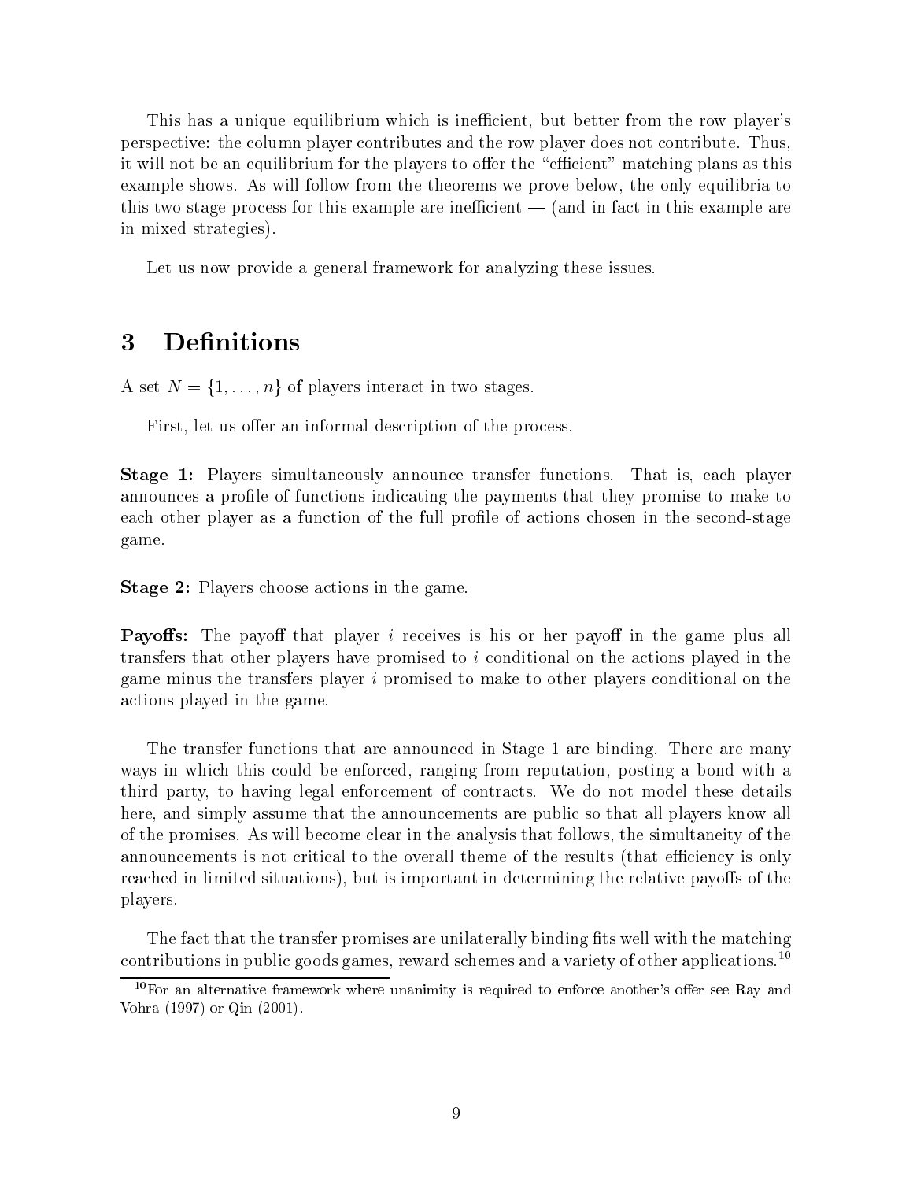This has a unique equilibrium which is inefficient, but better from the row player's perspective: the column player contributes and the row player does not contribute. Thus, it will not be an equilibrium for the players to offer the "efficient" matching plans as this example shows. As will follow from the theorems we prove below, the only equilibria to this two stage process for this example are inefficient — (and in fact in this example are in mixed strategies).

Let us now provide a general framework for analyzing these issues.

# 3 Definitions

A set $N = \{1, \ldots, n\}$ of players interact in two stages.

First, let us offer an informal description of the process.

**Stage 1:** Players simultaneously announce transfer functions. That is, each player announces a profile of functions indicating the payments that they promise to make to each other player as a function of the full profile of actions chosen in the second-stage game.

**Stage 2:** Players choose actions in the game.

**Payoffs:** The payoff that player $i$ receives is his or her payoff in the game plus all transfers that other players have promised to $i$ conditional on the actions played in the game minus the transfers player $i$ promised to make to other players conditional on the actions played in the game.

The transfer functions that are announced in Stage 1 are binding. There are many ways in which this could be enforced, ranging from reputation, posting a bond with a third party, to having legal enforcement of contracts. We do not model these details here, and simply assume that the announcements are public so that all players know all of the promises. As will become clear in the analysis that follows, the simultaneity of the announcements is not critical to the overall theme of the results (that efficiency is only reached in limited situations), but is important in determining the relative payoffs of the players.

The fact that the transfer promises are unilaterally binding fits well with the matching contributions in public goods games, reward schemes and a variety of other applications.[10]

[10] For an alternative framework where unanimity is required to enforce another's offer see Ray and Vohra (1997) or Qin (2001).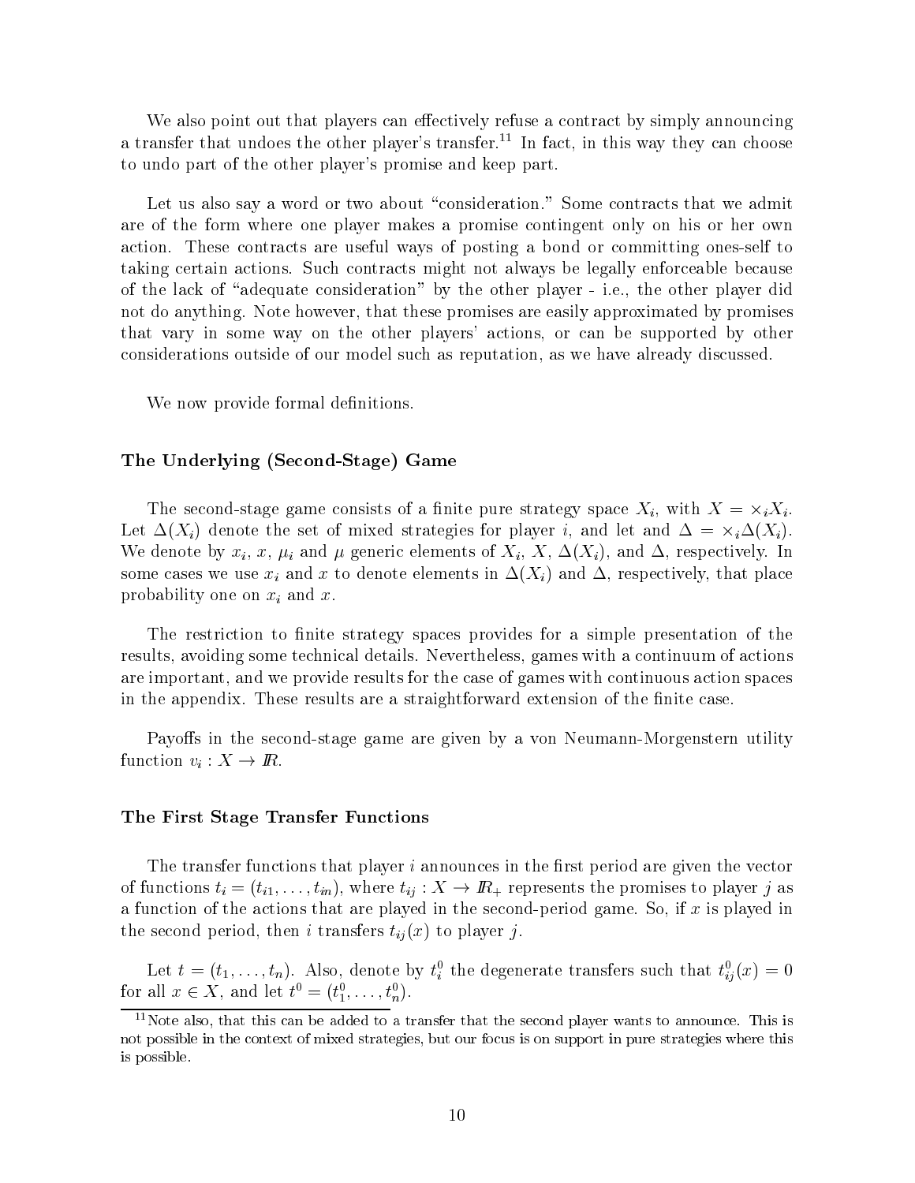We also point out that players can effectively refuse a contract by simply announcing a transfer that undoes the other player's transfer.[11] In fact, in this way they can choose to undo part of the other player's promise and keep part.

Let us also say a word or two about "consideration." Some contracts that we admit are of the form where one player makes a promise contingent only on his or her own action. These contracts are useful ways of posting a bond or committing ones-self to taking certain actions. Such contracts might not always be legally enforceable because of the lack of "adequate consideration" by the other player - i.e., the other player did not do anything. Note however, that these promises are easily approximated by promises that vary in some way on the other players' actions, or can be supported by other considerations outside of our model such as reputation, as we have already discussed.

We now provide formal definitions.

### The Underlying (Second-Stage) Game

The second-stage game consists of a finite pure strategy space $X_i$, with $X = \times_i X_i$. Let $\Delta(X_i)$ denote the set of mixed strategies for player $i$, and let and $\Delta = \times_i \Delta(X_i)$. We denote by $x_i$, $x$, $\mu_i$ and $\mu$ generic elements of $X_i$, $X$, $\Delta(X_i)$, and $\Delta$, respectively. In some cases we use $x_i$ and $x$ to denote elements in $\Delta(X_i)$ and $\Delta$, respectively, that place probability one on $x_i$ and $x$.

The restriction to finite strategy spaces provides for a simple presentation of the results, avoiding some technical details. Nevertheless, games with a continuum of actions are important, and we provide results for the case of games with continuous action spaces in the appendix. These results are a straightforward extension of the finite case.

Payoffs in the second-stage game are given by a von Neumann-Morgenstern utility function $v_i : X \to I\!R$.

### The First Stage Transfer Functions

The transfer functions that player $i$ announces in the first period are given the vector of functions $t_i = (t_{i1}, \ldots, t_{in})$, where $t_{ij} : X \to I\!R_+$ represents the promises to player $j$ as a function of the actions that are played in the second-period game. So, if $x$ is played in the second period, then $i$ transfers $t_{ij}(x)$ to player $j$.

Let $t = (t_1, \ldots, t_n)$. Also, denote by $t_i^0$ the degenerate transfers such that $t_{ij}^0(x) = 0$ for all $x \in X$, and let $t^0 = (t_1^0, \ldots, t_n^0)$.

[11] Note also, that this can be added to a transfer that the second player wants to announce. This is not possible in the context of mixed strategies, but our focus is on support in pure strategies where this is possible.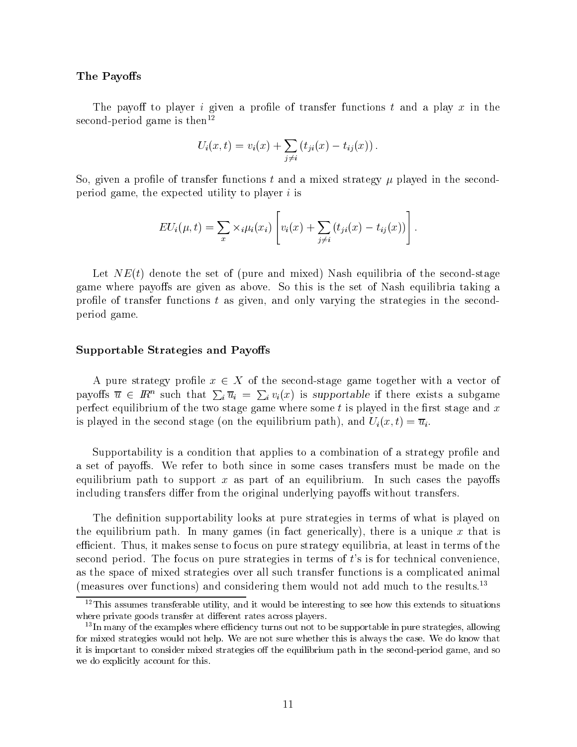### The Payoffs

The payoff to player $i$ given a profile of transfer functions $t$ and a play $x$ in the second-period game is then[12]

$$U_i(x,t) = v_i(x) + \sum_{j \neq i} (t_{ji}(x) - t_{ij}(x)).$$

So, given a profile of transfer functions $t$ and a mixed strategy $\mu$ played in the second-period game, the expected utility to player $i$ is

$$EU_i(\mu, t) = \sum_x \times_i \mu_i(x_i) \left[ v_i(x) + \sum_{j \neq i} (t_{ji}(x) - t_{ij}(x)) \right].$$

Let $NE(t)$ denote the set of (pure and mixed) Nash equilibria of the second-stage game where payoffs are given as above. So this is the set of Nash equilibria taking a profile of transfer functions $t$ as given, and only varying the strategies in the second-period game.

### Supportable Strategies and Payoffs

A pure strategy profile $x \in X$ of the second-stage game together with a vector of payoffs $\overline{u} \in I\!R^n$ such that $\sum_i \overline{u}_i = \sum_i v_i(x)$ is *supportable* if there exists a subgame perfect equilibrium of the two stage game where some $t$ is played in the first stage and $x$ is played in the second stage (on the equilibrium path), and $U_i(x,t) = \overline{u}_i$.

Supportability is a condition that applies to a combination of a strategy profile and a set of payoffs. We refer to both since in some cases transfers must be made on the equilibrium path to support $x$ as part of an equilibrium. In such cases the payoffs including transfers differ from the original underlying payoffs without transfers.

The definition supportability looks at pure strategies in terms of what is played on the equilibrium path. In many games (in fact generically), there is a unique $x$ that is efficient. Thus, it makes sense to focus on pure strategy equilibria, at least in terms of the second period. The focus on pure strategies in terms of $t$'s is for technical convenience, as the space of mixed strategies over all such transfer functions is a complicated animal (measures over functions) and considering them would not add much to the results.[13]

[12] This assumes transferable utility, and it would be interesting to see how this extends to situations where private goods transfer at different rates across players.

[13] In many of the examples where efficiency turns out not to be supportable in pure strategies, allowing for mixed strategies would not help. We are not sure whether this is always the case. We do know that it is important to consider mixed strategies off the equilibrium path in the second-period game, and so we do explicitly account for this.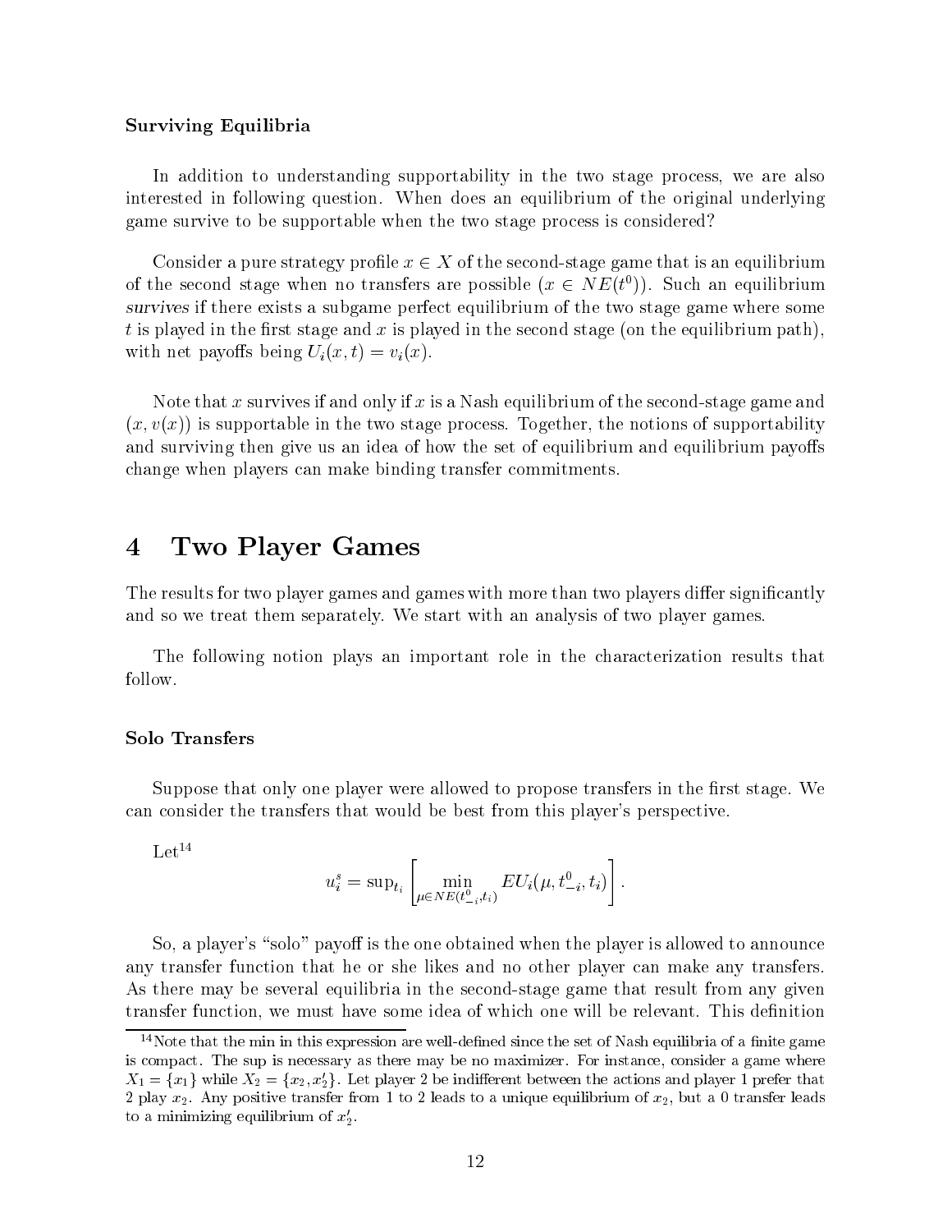### Surviving Equilibria

In addition to understanding supportability in the two stage process, we are also interested in following question. When does an equilibrium of the original underlying game survive to be supportable when the two stage process is considered?

Consider a pure strategy profile $x \in X$ of the second-stage game that is an equilibrium of the second stage when no transfers are possible ($x \in NE(t^0)$). Such an equilibrium *survives* if there exists a subgame perfect equilibrium of the two stage game where some $t$ is played in the first stage and $x$ is played in the second stage (on the equilibrium path), with net payoffs being $U_i(x,t) = v_i(x)$.

Note that $x$ survives if and only if $x$ is a Nash equilibrium of the second-stage game and $(x, v(x))$ is supportable in the two stage process. Together, the notions of supportability and surviving then give us an idea of how the set of equilibrium and equilibrium payoffs change when players can make binding transfer commitments.

# 4 Two Player Games

The results for two player games and games with more than two players differ significantly and so we treat them separately. We start with an analysis of two player games.

The following notion plays an important role in the characterization results that follow.

### Solo Transfers

Suppose that only one player were allowed to propose transfers in the first stage. We can consider the transfers that would be best from this player's perspective.

Let[14]

$$u_i^s = \sup_{t_i} \left[ \min_{\mu \in NE(t^0_{-i}, t_i)} EU_i(\mu, t^0_{-i}, t_i) \right].$$

So, a player's "solo" payoff is the one obtained when the player is allowed to announce any transfer function that he or she likes and no other player can make any transfers. As there may be several equilibria in the second-stage game that result from any given transfer function, we must have some idea of which one will be relevant. This definition

[14] Note that the min in this expression are well-defined since the set of Nash equilibria of a finite game is compact. The sup is necessary as there may be no maximizer. For instance, consider a game where $X_1 = \{x_1\}$ while $X_2 = \{x_2, x_2'\}$. Let player 2 be indifferent between the actions and player 1 prefer that 2 play $x_2$. Any positive transfer from 1 to 2 leads to a unique equilibrium of $x_2$, but a 0 transfer leads to a minimizing equilibrium of $x_2'$.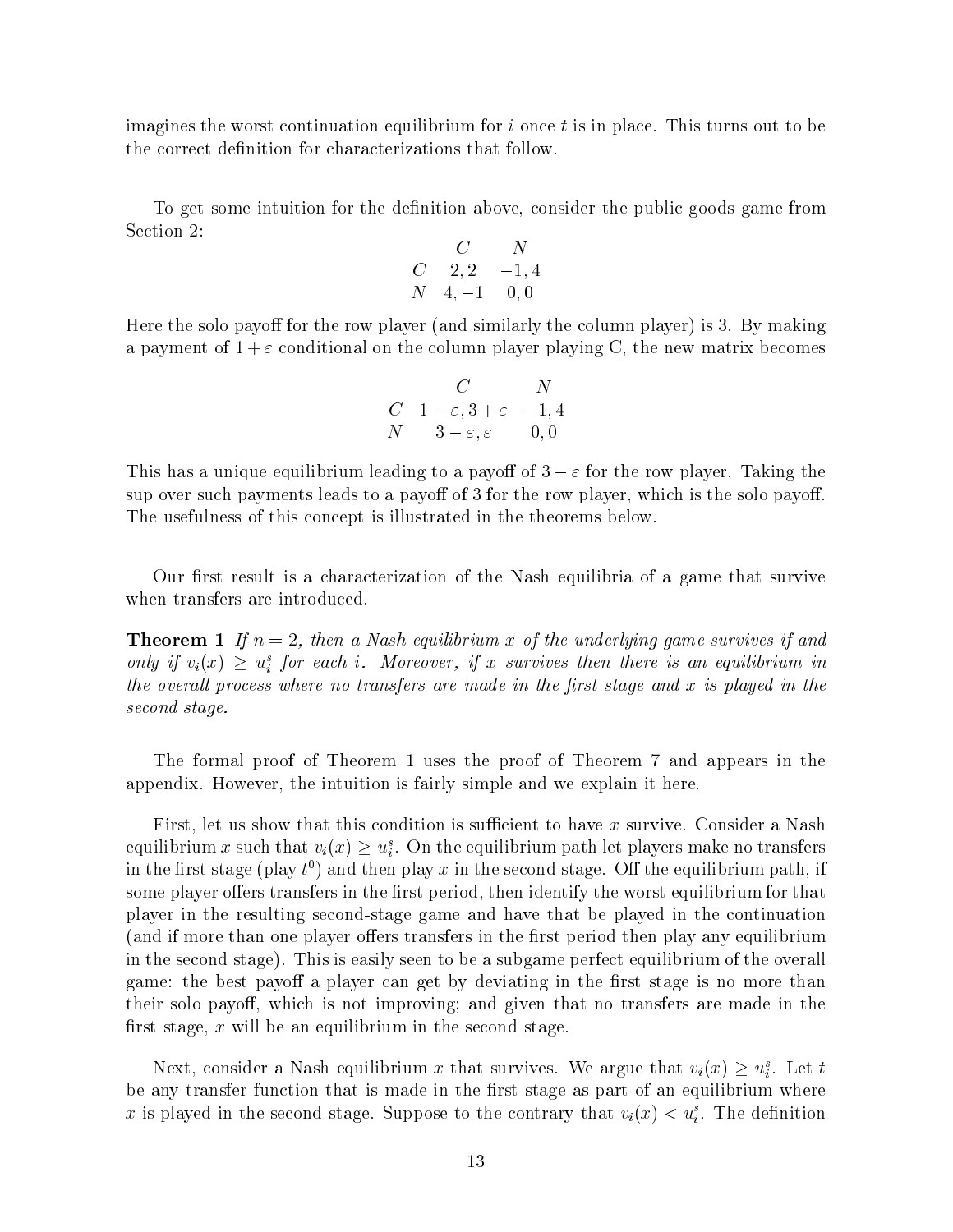imagines the worst continuation equilibrium for $i$ once $t$ is in place. This turns out to be the correct definition for characterizations that follow.

To get some intuition for the definition above, consider the public goods game from Section 2:

| | $C$ | $N$ |
|---|---|---|
| $C$ | $2, 2$ | $-1, 4$ |
| $N$ | $4, -1$ | $0, 0$ |

Here the solo payoff for the row player (and similarly the column player) is 3. By making a payment of $1 + \varepsilon$ conditional on the column player playing C, the new matrix becomes

| | $C$ | $N$ |
|---|---|---|
| $C$ | $1 - \varepsilon, 3 + \varepsilon$ | $-1, 4$ |
| $N$ | $3 - \varepsilon, \varepsilon$ | $0, 0$ |

This has a unique equilibrium leading to a payoff of $3 - \varepsilon$ for the row player. Taking the sup over such payments leads to a payoff of 3 for the row player, which is the solo payoff. The usefulness of this concept is illustrated in the theorems below.

Our first result is a characterization of the Nash equilibria of a game that survive when transfers are introduced.

**Theorem 1** *If $n = 2$, then a Nash equilibrium $x$ of the underlying game survives if and only if $v_i(x) \geq u_i^s$ for each $i$. Moreover, if $x$ survives then there is an equilibrium in the overall process where no transfers are made in the first stage and $x$ is played in the second stage.*

The formal proof of Theorem 1 uses the proof of Theorem 7 and appears in the appendix. However, the intuition is fairly simple and we explain it here.

First, let us show that this condition is sufficient to have $x$ survive. Consider a Nash equilibrium $x$ such that $v_i(x) \geq u_i^s$. On the equilibrium path let players make no transfers in the first stage (play $t^0$) and then play $x$ in the second stage. Off the equilibrium path, if some player offers transfers in the first period, then identify the worst equilibrium for that player in the resulting second-stage game and have that be played in the continuation (and if more than one player offers transfers in the first period then play any equilibrium in the second stage). This is easily seen to be a subgame perfect equilibrium of the overall game: the best payoff a player can get by deviating in the first stage is no more than their solo payoff, which is not improving; and given that no transfers are made in the first stage, $x$ will be an equilibrium in the second stage.

Next, consider a Nash equilibrium $x$ that survives. We argue that $v_i(x) \geq u_i^s$. Let $t$ be any transfer function that is made in the first stage as part of an equilibrium where $x$ is played in the second stage. Suppose to the contrary that $v_i(x) < u_i^s$. The definition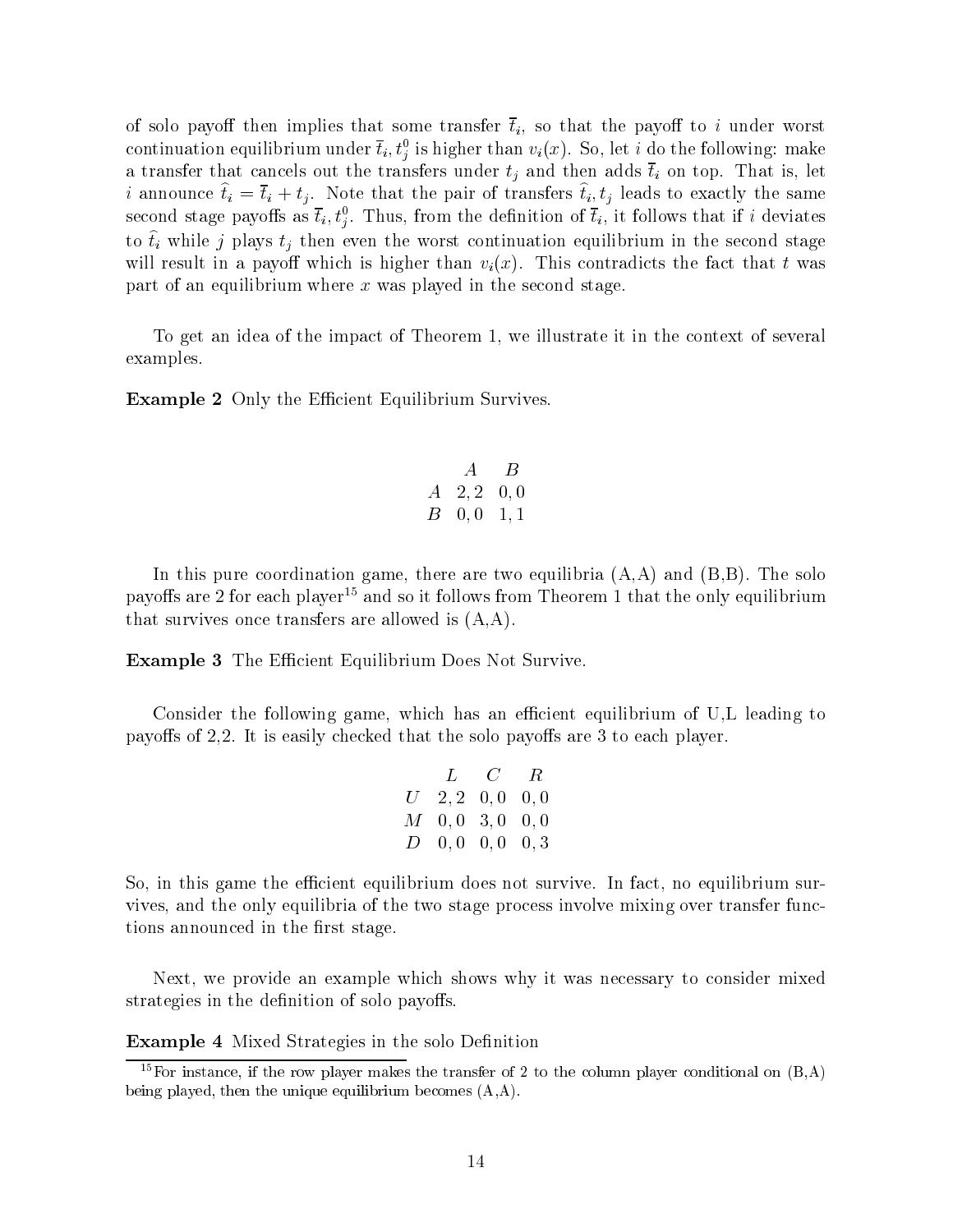of solo payoff then implies that some transfer $\overline{t}_i$, so that the payoff to $i$ under worst continuation equilibrium under $\overline{t}_i, t_j^0$ is higher than $v_i(x)$. So, let $i$ do the following: make a transfer that cancels out the transfers under $t_j$ and then adds $\overline{t}_i$ on top. That is, let $i$ announce $\widehat{t}_i = \overline{t}_i + t_j$. Note that the pair of transfers $\widehat{t}_i, t_j$ leads to exactly the same second stage payoffs as $\overline{t}_i, t_j^0$. Thus, from the definition of $\overline{t}_i$, it follows that if $i$ deviates to $\widehat{t}_i$ while $j$ plays $t_j$ then even the worst continuation equilibrium in the second stage will result in a payoff which is higher than $v_i(x)$. This contradicts the fact that $t$ was part of an equilibrium where $x$ was played in the second stage.

To get an idea of the impact of Theorem 1, we illustrate it in the context of several examples.

**Example 2** Only the Efficient Equilibrium Survives.

| | $A$ | $B$ |
|---|---|---|
| $A$ | $2,2$ | $0,0$ |
| $B$ | $0,0$ | $1,1$ |

In this pure coordination game, there are two equilibria (A,A) and (B,B). The solo payoffs are 2 for each player[15] and so it follows from Theorem 1 that the only equilibrium that survives once transfers are allowed is (A,A).

**Example 3** The Efficient Equilibrium Does Not Survive.

Consider the following game, which has an efficient equilibrium of U,L leading to payoffs of 2,2. It is easily checked that the solo payoffs are 3 to each player.

| | $L$ | $C$ | $R$ |
|---|---|---|---|
| $U$ | $2,2$ | $0,0$ | $0,0$ |
| $M$ | $0,0$ | $3,0$ | $0,0$ |
| $D$ | $0,0$ | $0,0$ | $0,3$ |

So, in this game the efficient equilibrium does not survive. In fact, no equilibrium survives, and the only equilibria of the two stage process involve mixing over transfer functions announced in the first stage.

Next, we provide an example which shows why it was necessary to consider mixed strategies in the definition of solo payoffs.

**Example 4** Mixed Strategies in the solo Definition

[15] For instance, if the row player makes the transfer of 2 to the column player conditional on (B,A) being played, then the unique equilibrium becomes (A,A).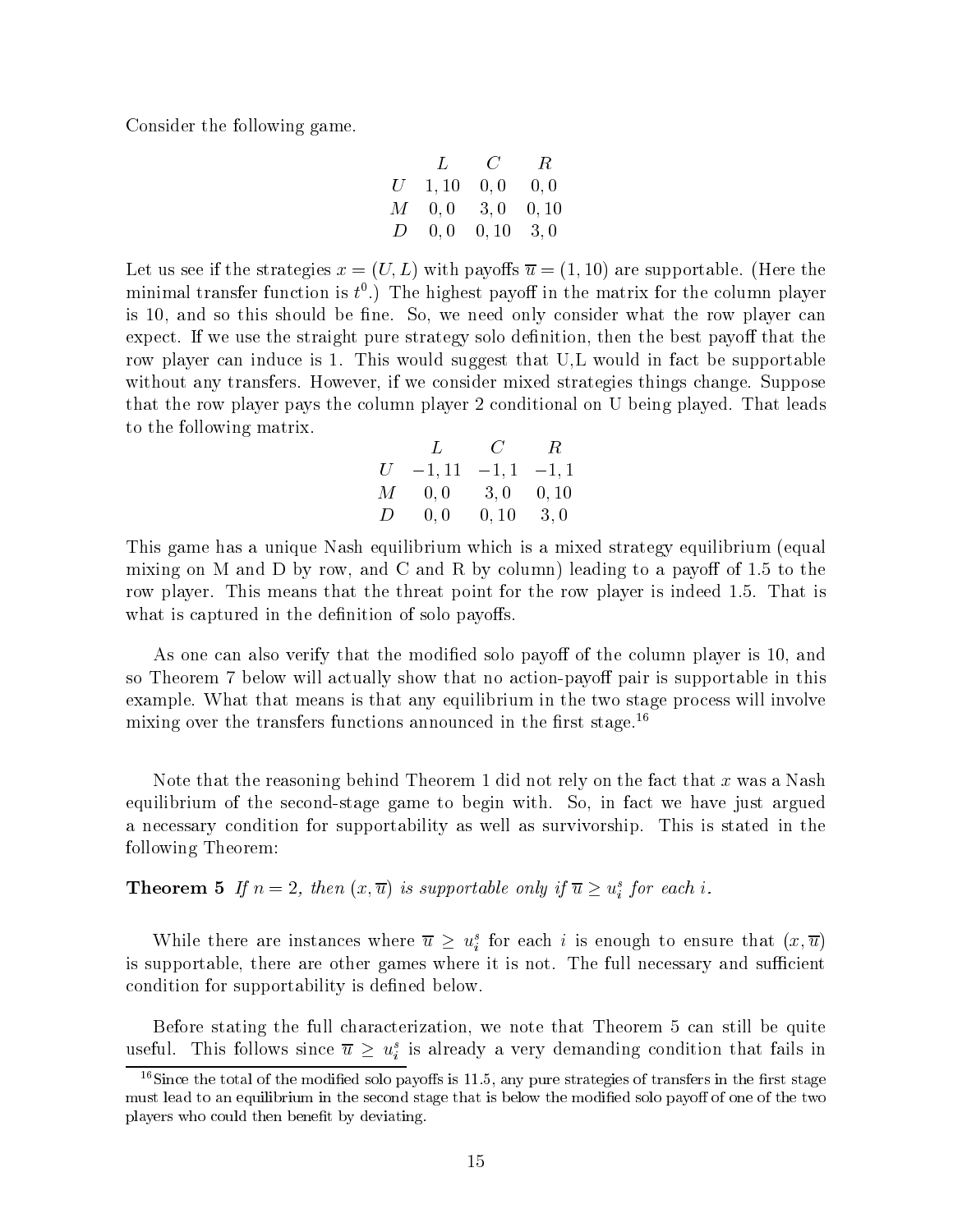Consider the following game.

| | $L$ | $C$ | $R$ |
|---|---|---|---|
| $U$ | $1, 10$ | $0, 0$ | $0, 0$ |
| $M$ | $0, 0$ | $3, 0$ | $0, 10$ |
| $D$ | $0, 0$ | $0, 10$ | $3, 0$ |

Let us see if the strategies $x = (U, L)$ with payoffs $\overline{u} = (1, 10)$ are supportable. (Here the minimal transfer function is $t^0$.) The highest payoff in the matrix for the column player is 10, and so this should be fine. So, we need only consider what the row player can expect. If we use the straight pure strategy solo definition, then the best payoff that the row player can induce is 1. This would suggest that U,L would in fact be supportable without any transfers. However, if we consider mixed strategies things change. Suppose that the row player pays the column player 2 conditional on U being played. That leads to the following matrix.

| | $L$ | $C$ | $R$ |
|---|---|---|---|
| $U$ | $-1, 11$ | $-1, 1$ | $-1, 1$ |
| $M$ | $0, 0$ | $3, 0$ | $0, 10$ |
| $D$ | $0, 0$ | $0, 10$ | $3, 0$ |

This game has a unique Nash equilibrium which is a mixed strategy equilibrium (equal mixing on M and D by row, and C and R by column) leading to a payoff of 1.5 to the row player. This means that the threat point for the row player is indeed 1.5. That is what is captured in the definition of solo payoffs.

As one can also verify that the modified solo payoff of the column player is 10, and so Theorem 7 below will actually show that no action-payoff pair is supportable in this example. What that means is that any equilibrium in the two stage process will involve mixing over the transfers functions announced in the first stage.[16]

Note that the reasoning behind Theorem 1 did not rely on the fact that $x$ was a Nash equilibrium of the second-stage game to begin with. So, in fact we have just argued a necessary condition for supportability as well as survivorship. This is stated in the following Theorem:

**Theorem 5** *If $n = 2$, then $(x, \overline{u})$ is supportable only if $\overline{u} \geq u_i^s$ for each $i$.*

While there are instances where $\overline{u} \geq u_i^s$ for each $i$ is enough to ensure that $(x, \overline{u})$ is supportable, there are other games where it is not. The full necessary and sufficient condition for supportability is defined below.

Before stating the full characterization, we note that Theorem 5 can still be quite useful. This follows since $\overline{u} \geq u_i^s$ is already a very demanding condition that fails in

[16] Since the total of the modified solo payoffs is 11.5, any pure strategies of transfers in the first stage must lead to an equilibrium in the second stage that is below the modified solo payoff of one of the two players who could then benefit by deviating.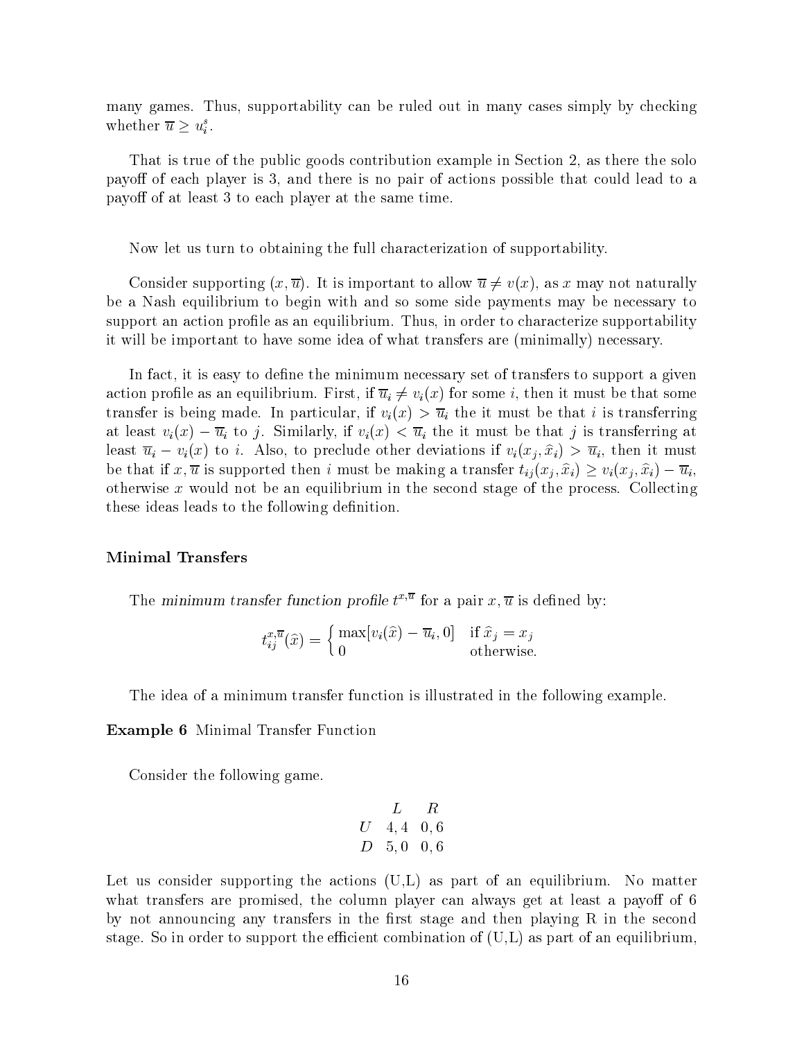many games. Thus, supportability can be ruled out in many cases simply by checking whether $\overline{u} \geq u_i^s$.

That is true of the public goods contribution example in Section 2, as there the solo payoff of each player is 3, and there is no pair of actions possible that could lead to a payoff of at least 3 to each player at the same time.

Now let us turn to obtaining the full characterization of supportability.

Consider supporting $(x, \overline{u})$. It is important to allow $\overline{u} \neq v(x)$, as $x$ may not naturally be a Nash equilibrium to begin with and so some side payments may be necessary to support an action profile as an equilibrium. Thus, in order to characterize supportability it will be important to have some idea of what transfers are (minimally) necessary.

In fact, it is easy to define the minimum necessary set of transfers to support a given action profile as an equilibrium. First, if $\overline{u}_i \neq v_i(x)$ for some $i$, then it must be that some transfer is being made. In particular, if $v_i(x) > \overline{u}_i$ the it must be that $i$ is transferring at least $v_i(x) - \overline{u}_i$ to $j$. Similarly, if $v_i(x) < \overline{u}_i$ the it must be that $j$ is transferring at least $\overline{u}_i - v_i(x)$ to $i$. Also, to preclude other deviations if $v_i(x_j, \widehat{x}_i) > \overline{u}_i$, then it must be that if $x, \overline{u}$ is supported then $i$ must be making a transfer $t_{ij}(x_j, \widehat{x}_i) \geq v_i(x_j, \widehat{x}_i) - \overline{u}_i$, otherwise $x$ would not be an equilibrium in the second stage of the process. Collecting these ideas leads to the following definition.

### Minimal Transfers

The *minimum transfer function profile* $t^{x,\overline{u}}$ for a pair $x, \overline{u}$ is defined by:

$$t_{ij}^{x,\overline{u}}(\widehat{x}) = \begin{cases} \max[v_i(\widehat{x}) - \overline{u}_i, 0] & \text{if } \widehat{x}_j = x_j \\ 0 & \text{otherwise.} \end{cases}$$

The idea of a minimum transfer function is illustrated in the following example.

**Example 6** Minimal Transfer Function

Consider the following game.

| | L | R |
|---|---|---|
| U | 4, 4 | 0, 6 |
| D | 5, 0 | 0, 6 |

Let us consider supporting the actions (U,L) as part of an equilibrium. No matter what transfers are promised, the column player can always get at least a payoff of 6 by not announcing any transfers in the first stage and then playing R in the second stage. So in order to support the efficient combination of (U,L) as part of an equilibrium,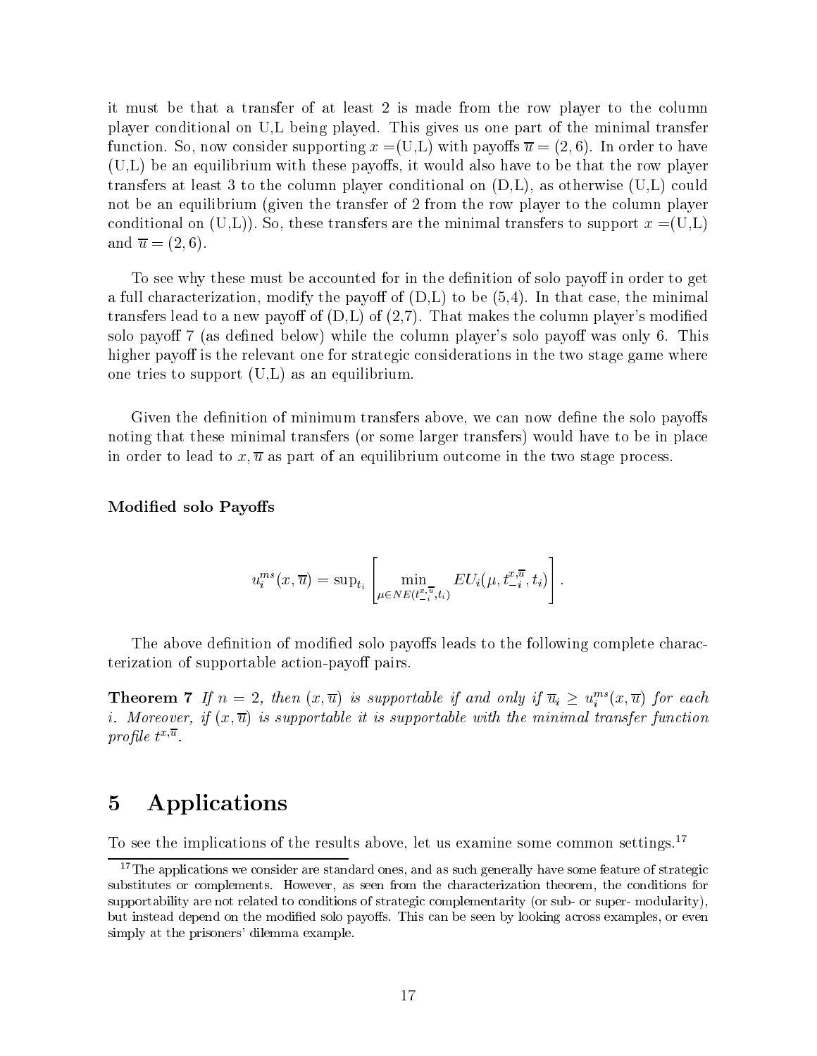it must be that a transfer of at least 2 is made from the row player to the column player conditional on U,L being played. This gives us one part of the minimal transfer function. So, now consider supporting $x =$(U,L) with payoffs $\overline{u} = (2, 6)$. In order to have (U,L) be an equilibrium with these payoffs, it would also have to be that the row player transfers at least 3 to the column player conditional on (D,L), as otherwise (U,L) could not be an equilibrium (given the transfer of 2 from the row player to the column player conditional on (U,L)). So, these transfers are the minimal transfers to support $x =$(U,L) and $\overline{u} = (2, 6)$.

To see why these must be accounted for in the definition of solo payoff in order to get a full characterization, modify the payoff of (D,L) to be (5,4). In that case, the minimal transfers lead to a new payoff of (D,L) of (2,7). That makes the column player's modified solo payoff 7 (as defined below) while the column player's solo payoff was only 6. This higher payoff is the relevant one for strategic considerations in the two stage game where one tries to support (U,L) as an equilibrium.

Given the definition of minimum transfers above, we can now define the solo payoffs noting that these minimal transfers (or some larger transfers) would have to be in place in order to lead to $x, \overline{u}$ as part of an equilibrium outcome in the two stage process.

**Modified solo Payoffs**

$$u_i^{ms}(x, \overline{u}) = \sup_{t_i} \left[ \min_{\mu \in NE(t_{-i}^{x,\overline{u}}, t_i)} EU_i(\mu, t_{-i}^{x,\overline{u}}, t_i) \right].$$

The above definition of modified solo payoffs leads to the following complete characterization of supportable action-payoff pairs.

**Theorem 7** *If $n = 2$, then $(x, \overline{u})$ is supportable if and only if $\overline{u}_i \geq u_i^{ms}(x, \overline{u})$ for each $i$. Moreover, if $(x, \overline{u})$ is supportable it is supportable with the minimal transfer function profile $t^{x,\overline{u}}$.*

# 5 Applications

To see the implications of the results above, let us examine some common settings.[17]

[17] The applications we consider are standard ones, and as such generally have some feature of strategic substitutes or complements. However, as seen from the characterization theorem, the conditions for supportability are not related to conditions of strategic complementarity (or sub- or super- modularity), but instead depend on the modified solo payoffs. This can be seen by looking across examples, or even simply at the prisoners' dilemma example.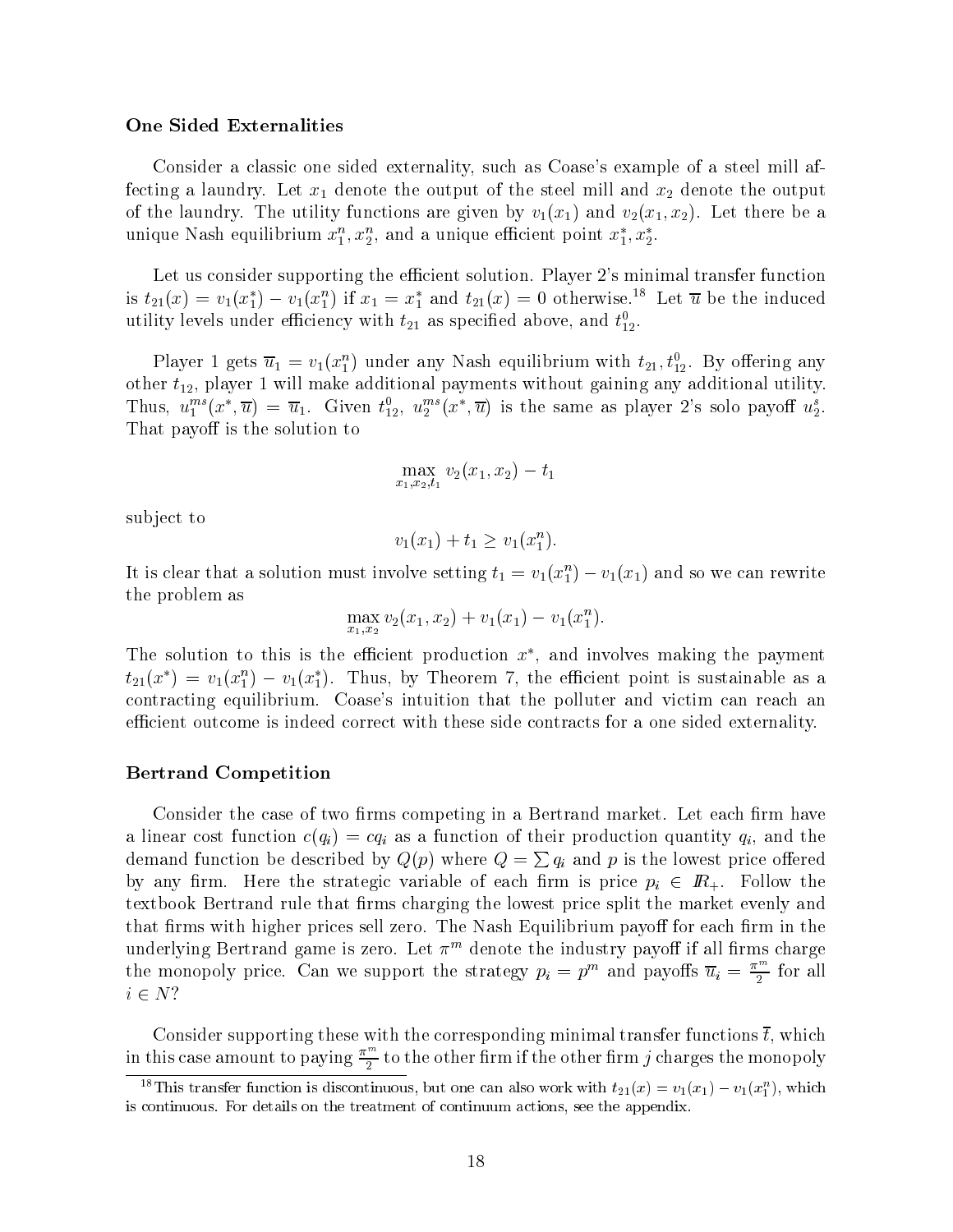### One Sided Externalities

Consider a classic one sided externality, such as Coase's example of a steel mill affecting a laundry. Let $x_1$ denote the output of the steel mill and $x_2$ denote the output of the laundry. The utility functions are given by $v_1(x_1)$ and $v_2(x_1, x_2)$. Let there be a unique Nash equilibrium $x_1^n, x_2^n$, and a unique efficient point $x_1^*, x_2^*$.

Let us consider supporting the efficient solution. Player 2's minimal transfer function is $t_{21}(x) = v_1(x_1^*) - v_1(x_1^n)$ if $x_1 = x_1^*$ and $t_{21}(x) = 0$ otherwise.[18] Let $\overline{u}$ be the induced utility levels under efficiency with $t_{21}$ as specified above, and $t_{12}^0$.

Player 1 gets $\overline{u}_1 = v_1(x_1^n)$ under any Nash equilibrium with $t_{21}, t_{12}^0$. By offering any other $t_{12}$, player 1 will make additional payments without gaining any additional utility. Thus, $u_1^{ms}(x^*, \overline{u}) = \overline{u}_1$. Given $t_{12}^0$, $u_2^{ms}(x^*, \overline{u})$ is the same as player 2's solo payoff $u_2^s$. That payoff is the solution to

$$\max_{x_1, x_2, t_1} v_2(x_1, x_2) - t_1$$

subject to

$$v_1(x_1) + t_1 \geq v_1(x_1^n).$$

It is clear that a solution must involve setting $t_1 = v_1(x_1^n) - v_1(x_1)$ and so we can rewrite the problem as

$$\max_{x_1, x_2} v_2(x_1, x_2) + v_1(x_1) - v_1(x_1^n).$$

The solution to this is the efficient production $x^*$, and involves making the payment $t_{21}(x^*) = v_1(x_1^n) - v_1(x_1^*)$. Thus, by Theorem 7, the efficient point is sustainable as a contracting equilibrium. Coase's intuition that the polluter and victim can reach an efficient outcome is indeed correct with these side contracts for a one sided externality.

### Bertrand Competition

Consider the case of two firms competing in a Bertrand market. Let each firm have a linear cost function $c(q_i) = cq_i$ as a function of their production quantity $q_i$, and the demand function be described by $Q(p)$ where $Q = \sum q_i$ and $p$ is the lowest price offered by any firm. Here the strategic variable of each firm is price $p_i \in I\!R_+$. Follow the textbook Bertrand rule that firms charging the lowest price split the market evenly and that firms with higher prices sell zero. The Nash Equilibrium payoff for each firm in the underlying Bertrand game is zero. Let $\pi^m$ denote the industry payoff if all firms charge the monopoly price. Can we support the strategy $p_i = p^m$ and payoffs $\overline{u}_i = \frac{\pi^m}{2}$ for all $i \in N$?

Consider supporting these with the corresponding minimal transfer functions $\overline{t}$, which in this case amount to paying $\frac{\pi^m}{2}$ to the other firm if the other firm $j$ charges the monopoly

[18] This transfer function is discontinuous, but one can also work with $t_{21}(x) = v_1(x_1) - v_1(x_1^n)$, which is continuous. For details on the treatment of continuum actions, see the appendix.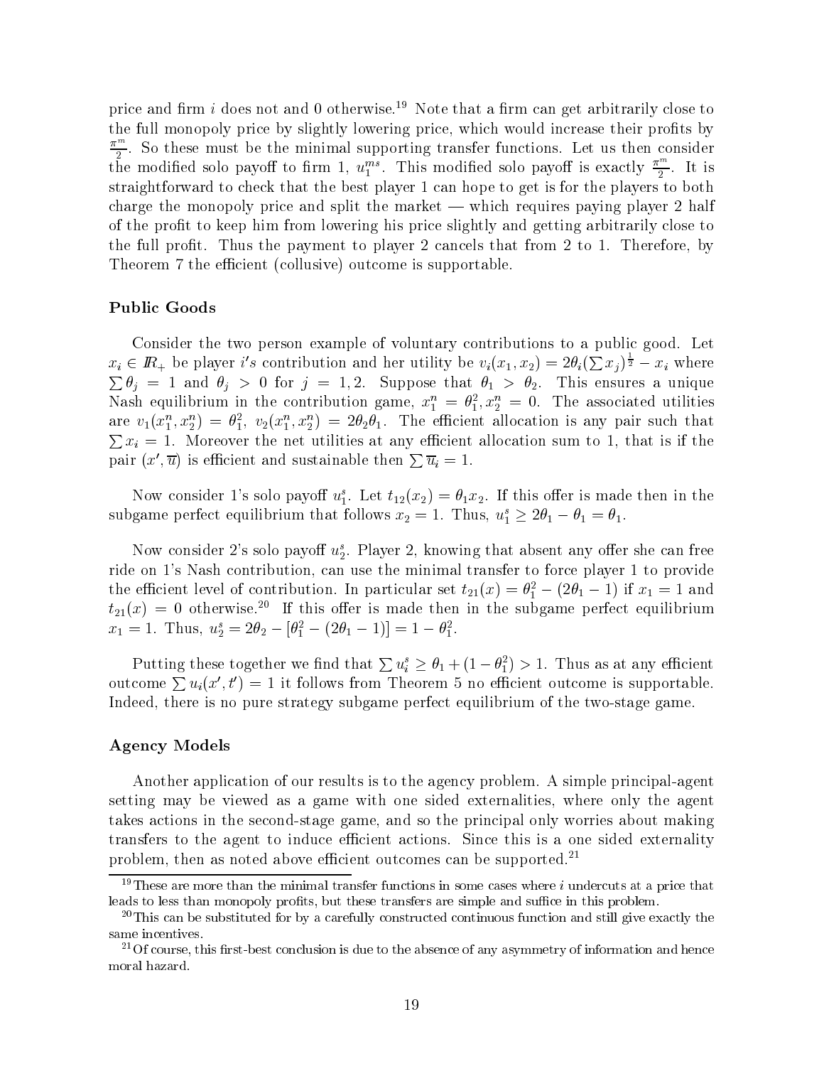price and firm $i$ does not and 0 otherwise.[19] Note that a firm can get arbitrarily close to the full monopoly price by slightly lowering price, which would increase their profits by $\frac{\pi^m}{2}$. So these must be the minimal supporting transfer functions. Let us then consider the modified solo payoff to firm 1, $u_1^{ms}$. This modified solo payoff is exactly $\frac{\pi^m}{2}$. It is straightforward to check that the best player 1 can hope to get is for the players to both charge the monopoly price and split the market — which requires paying player 2 half of the profit to keep him from lowering his price slightly and getting arbitrarily close to the full profit. Thus the payment to player 2 cancels that from 2 to 1. Therefore, by Theorem 7 the efficient (collusive) outcome is supportable.

### Public Goods

Consider the two person example of voluntary contributions to a public good. Let $x_i \in \mathbb{R}_+$ be player $i's$ contribution and her utility be $v_i(x_1, x_2) = 2\theta_i(\sum x_j)^{\frac{1}{2}} - x_i$ where $\sum \theta_j = 1$ and $\theta_j > 0$ for $j = 1, 2$. Suppose that $\theta_1 > \theta_2$. This ensures a unique Nash equilibrium in the contribution game, $x_1^n = \theta_1^2, x_2^n = 0$. The associated utilities are $v_1(x_1^n, x_2^n) = \theta_1^2$, $v_2(x_1^n, x_2^n) = 2\theta_2\theta_1$. The efficient allocation is any pair such that $\sum x_i = 1$. Moreover the net utilities at any efficient allocation sum to 1, that is if the pair $(x', \overline{u})$ is efficient and sustainable then $\sum \overline{u}_i = 1$.

Now consider 1's solo payoff $u_1^s$. Let $t_{12}(x_2) = \theta_1 x_2$. If this offer is made then in the subgame perfect equilibrium that follows $x_2 = 1$. Thus, $u_1^s \geq 2\theta_1 - \theta_1 = \theta_1$.

Now consider 2's solo payoff $u_2^s$. Player 2, knowing that absent any offer she can free ride on 1's Nash contribution, can use the minimal transfer to force player 1 to provide the efficient level of contribution. In particular set $t_{21}(x) = \theta_1^2 - (2\theta_1 - 1)$ if $x_1 = 1$ and $t_{21}(x) = 0$ otherwise.[20] If this offer is made then in the subgame perfect equilibrium $x_1 = 1$. Thus, $u_2^s = 2\theta_2 - [\theta_1^2 - (2\theta_1 - 1)] = 1 - \theta_1^2$.

Putting these together we find that $\sum u_i^s \geq \theta_1 + (1 - \theta_1^2) > 1$. Thus as at any efficient outcome $\sum u_i(x', t') = 1$ it follows from Theorem 5 no efficient outcome is supportable. Indeed, there is no pure strategy subgame perfect equilibrium of the two-stage game.

### Agency Models

Another application of our results is to the agency problem. A simple principal-agent setting may be viewed as a game with one sided externalities, where only the agent takes actions in the second-stage game, and so the principal only worries about making transfers to the agent to induce efficient actions. Since this is a one sided externality problem, then as noted above efficient outcomes can be supported.[21]

---

[19] These are more than the minimal transfer functions in some cases where $i$ undercuts at a price that leads to less than monopoly profits, but these transfers are simple and suffice in this problem.

[20] This can be substituted for by a carefully constructed continuous function and still give exactly the same incentives.

[21] Of course, this first-best conclusion is due to the absence of any asymmetry of information and hence moral hazard.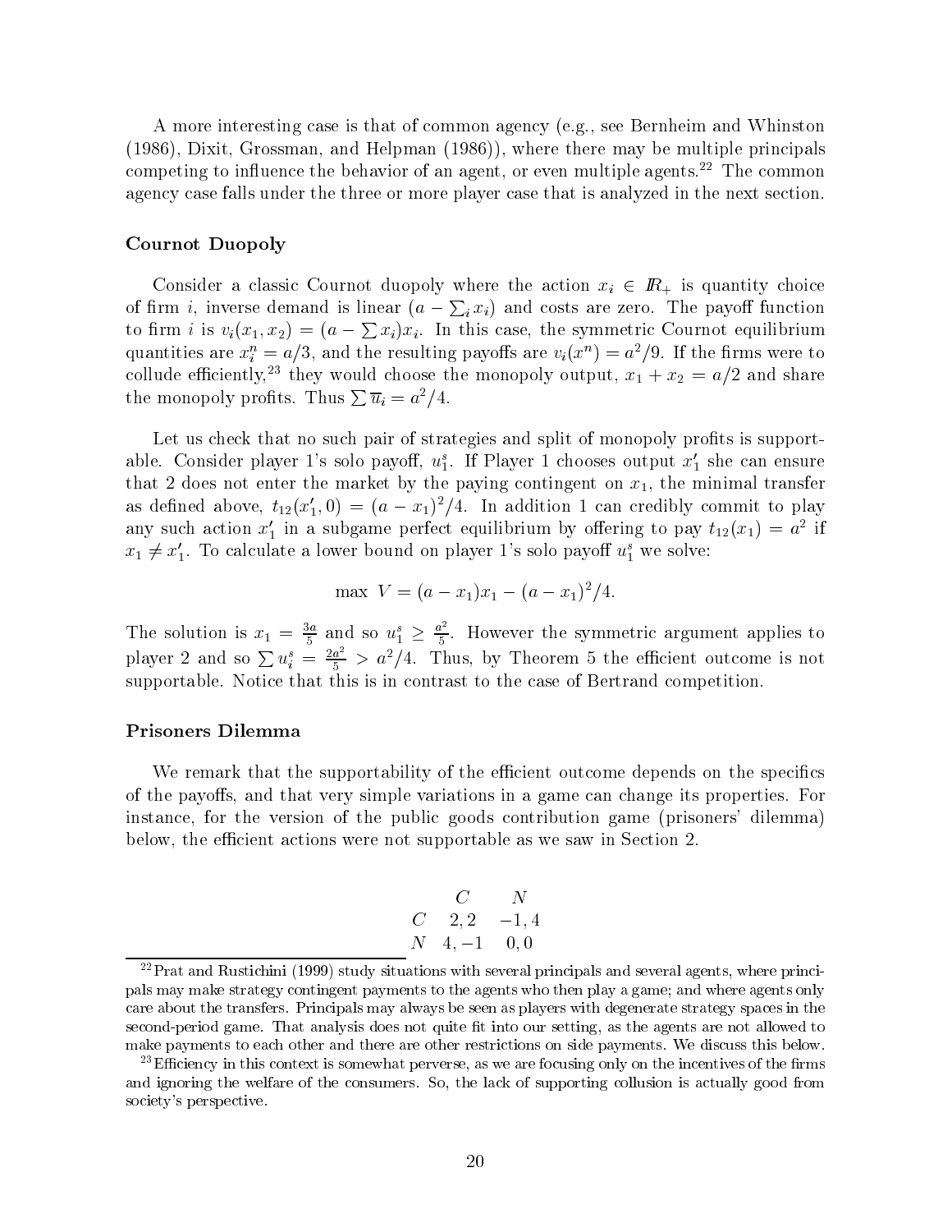A more interesting case is that of common agency (e.g., see Bernheim and Whinston (1986), Dixit, Grossman, and Helpman (1986)), where there may be multiple principals competing to influence the behavior of an agent, or even multiple agents.[22] The common agency case falls under the three or more player case that is analyzed in the next section.

### Cournot Duopoly

Consider a classic Cournot duopoly where the action $x_i \in I\!R_+$ is quantity choice of firm $i$, inverse demand is linear $(a - \sum_i x_i)$ and costs are zero. The payoff function to firm $i$ is $v_i(x_1, x_2) = (a - \sum x_i)x_i$. In this case, the symmetric Cournot equilibrium quantities are $x_i^n = a/3$, and the resulting payoffs are $v_i(x^n) = a^2/9$. If the firms were to collude efficiently,[23] they would choose the monopoly output, $x_1 + x_2 = a/2$ and share the monopoly profits. Thus $\sum \overline{u}_i = a^2/4$.

Let us check that no such pair of strategies and split of monopoly profits is supportable. Consider player 1's solo payoff, $u_1^s$. If Player 1 chooses output $x_1'$ she can ensure that 2 does not enter the market by the paying contingent on $x_1$, the minimal transfer as defined above, $t_{12}(x_1', 0) = (a - x_1)^2/4$. In addition 1 can credibly commit to play any such action $x_1'$ in a subgame perfect equilibrium by offering to pay $t_{12}(x_1) = a^2$ if $x_1 \neq x_1'$. To calculate a lower bound on player 1's solo payoff $u_1^s$ we solve:

$$\max \ V = (a - x_1)x_1 - (a - x_1)^2/4.$$

The solution is $x_1 = \frac{3a}{5}$ and so $u_1^s \geq \frac{a^2}{5}$. However the symmetric argument applies to player 2 and so $\sum u_i^s = \frac{2a^2}{5} > a^2/4$. Thus, by Theorem 5 the efficient outcome is not supportable. Notice that this is in contrast to the case of Bertrand competition.

### Prisoners Dilemma

We remark that the supportability of the efficient outcome depends on the specifics of the payoffs, and that very simple variations in a game can change its properties. For instance, for the version of the public goods contribution game (prisoners' dilemma) below, the efficient actions were not supportable as we saw in Section 2.

| | $C$ | $N$ |
|---|---|---|
| $C$ | $2, 2$ | $-1, 4$ |
| $N$ | $4, -1$ | $0, 0$ |

[22] Prat and Rustichini (1999) study situations with several principals and several agents, where principals may make strategy contingent payments to the agents who then play a game; and where agents only care about the transfers. Principals may always be seen as players with degenerate strategy spaces in the second-period game. That analysis does not quite fit into our setting, as the agents are not allowed to make payments to each other and there are other restrictions on side payments. We discuss this below.

[23] Efficiency in this context is somewhat perverse, as we are focusing only on the incentives of the firms and ignoring the welfare of the consumers. So, the lack of supporting collusion is actually good from society's perspective.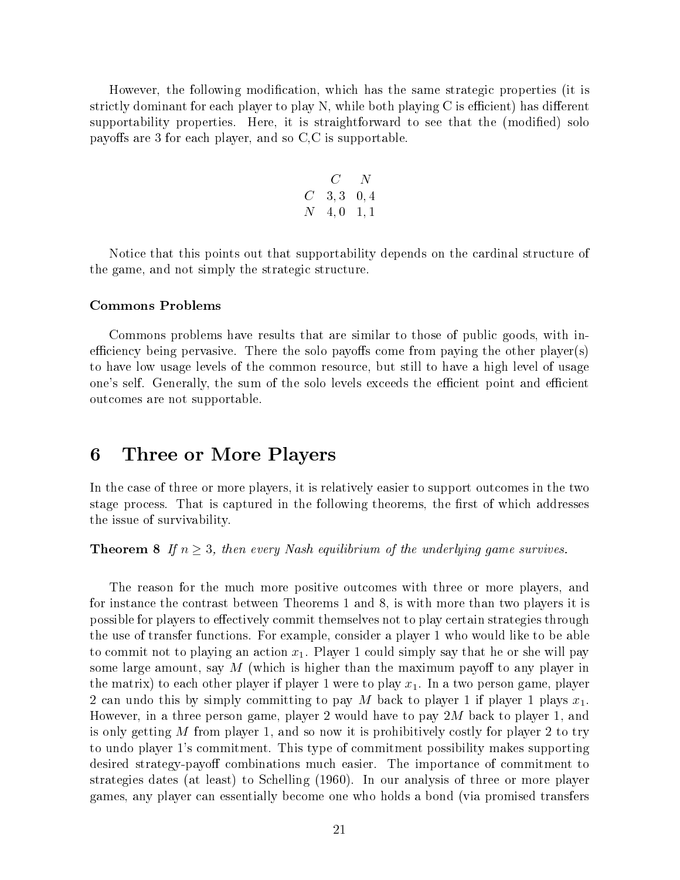However, the following modification, which has the same strategic properties (it is strictly dominant for each player to play N, while both playing C is efficient) has different supportability properties. Here, it is straightforward to see that the (modified) solo payoffs are 3 for each player, and so C,C is supportable.

| | $C$ | $N$ |
|---|---|---|
| $C$ | $3, 3$ | $0, 4$ |
| $N$ | $4, 0$ | $1, 1$ |

Notice that this points out that supportability depends on the cardinal structure of the game, and not simply the strategic structure.

**Commons Problems**

Commons problems have results that are similar to those of public goods, with inefficiency being pervasive. There the solo payoffs come from paying the other player(s) to have low usage levels of the common resource, but still to have a high level of usage one's self. Generally, the sum of the solo levels exceeds the efficient point and efficient outcomes are not supportable.

# 6 Three or More Players

In the case of three or more players, it is relatively easier to support outcomes in the two stage process. That is captured in the following theorems, the first of which addresses the issue of survivability.

**Theorem 8** *If $n \geq 3$, then every Nash equilibrium of the underlying game survives.*

The reason for the much more positive outcomes with three or more players, and for instance the contrast between Theorems 1 and 8, is with more than two players it is possible for players to effectively commit themselves not to play certain strategies through the use of transfer functions. For example, consider a player 1 who would like to be able to commit not to playing an action $x_1$. Player 1 could simply say that he or she will pay some large amount, say $M$ (which is higher than the maximum payoff to any player in the matrix) to each other player if player 1 were to play $x_1$. In a two person game, player 2 can undo this by simply committing to pay $M$ back to player 1 if player 1 plays $x_1$. However, in a three person game, player 2 would have to pay $2M$ back to player 1, and is only getting $M$ from player 1, and so now it is prohibitively costly for player 2 to try to undo player 1's commitment. This type of commitment possibility makes supporting desired strategy-payoff combinations much easier. The importance of commitment to strategies dates (at least) to Schelling (1960). In our analysis of three or more player games, any player can essentially become one who holds a bond (via promised transfers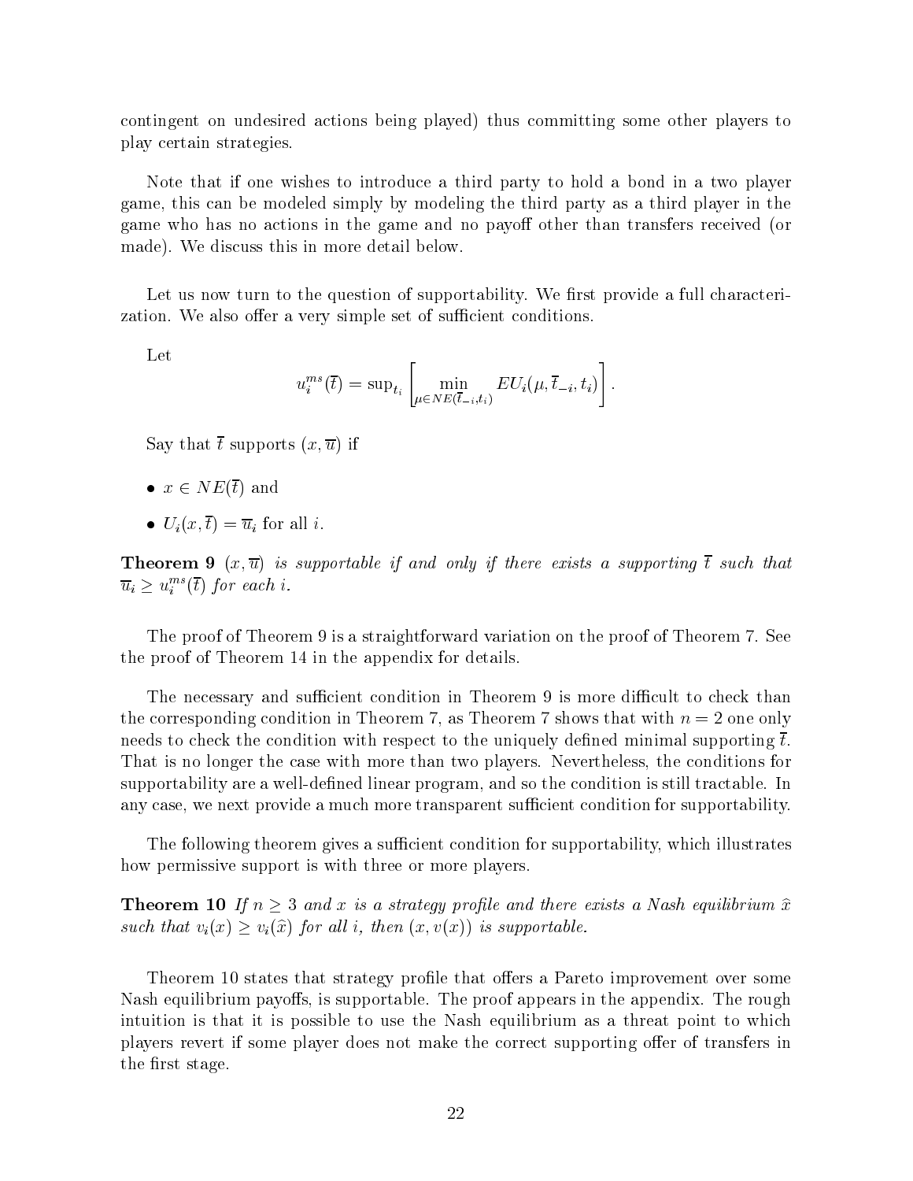contingent on undesired actions being played) thus committing some other players to play certain strategies.

Note that if one wishes to introduce a third party to hold a bond in a two player game, this can be modeled simply by modeling the third party as a third player in the game who has no actions in the game and no payoff other than transfers received (or made). We discuss this in more detail below.

Let us now turn to the question of supportability. We first provide a full characterization. We also offer a very simple set of sufficient conditions.

Let

$$u_i^{ms}(\overline{t}) = \sup_{t_i} \left[ \min_{\mu \in NE(\overline{t}_{-i}, t_i)} EU_i(\mu, \overline{t}_{-i}, t_i) \right].$$

Say that $\overline{t}$ supports $(x, \overline{u})$ if

- $x \in NE(\overline{t})$ and
- $U_i(x, \overline{t}) = \overline{u}_i$ for all $i$.

**Theorem 9** *$(x, \overline{u})$ is supportable if and only if there exists a supporting $\overline{t}$ such that $\overline{u}_i \geq u_i^{ms}(\overline{t})$ for each $i$.*

The proof of Theorem 9 is a straightforward variation on the proof of Theorem 7. See the proof of Theorem 14 in the appendix for details.

The necessary and sufficient condition in Theorem 9 is more difficult to check than the corresponding condition in Theorem 7, as Theorem 7 shows that with $n = 2$ one only needs to check the condition with respect to the uniquely defined minimal supporting $\overline{t}$. That is no longer the case with more than two players. Nevertheless, the conditions for supportability are a well-defined linear program, and so the condition is still tractable. In any case, we next provide a much more transparent sufficient condition for supportability.

The following theorem gives a sufficient condition for supportability, which illustrates how permissive support is with three or more players.

**Theorem 10** *If $n \geq 3$ and $x$ is a strategy profile and there exists a Nash equilibrium $\widehat{x}$ such that $v_i(x) \geq v_i(\widehat{x})$ for all $i$, then $(x, v(x))$ is supportable.*

Theorem 10 states that strategy profile that offers a Pareto improvement over some Nash equilibrium payoffs, is supportable. The proof appears in the appendix. The rough intuition is that it is possible to use the Nash equilibrium as a threat point to which players revert if some player does not make the correct supporting offer of transfers in the first stage.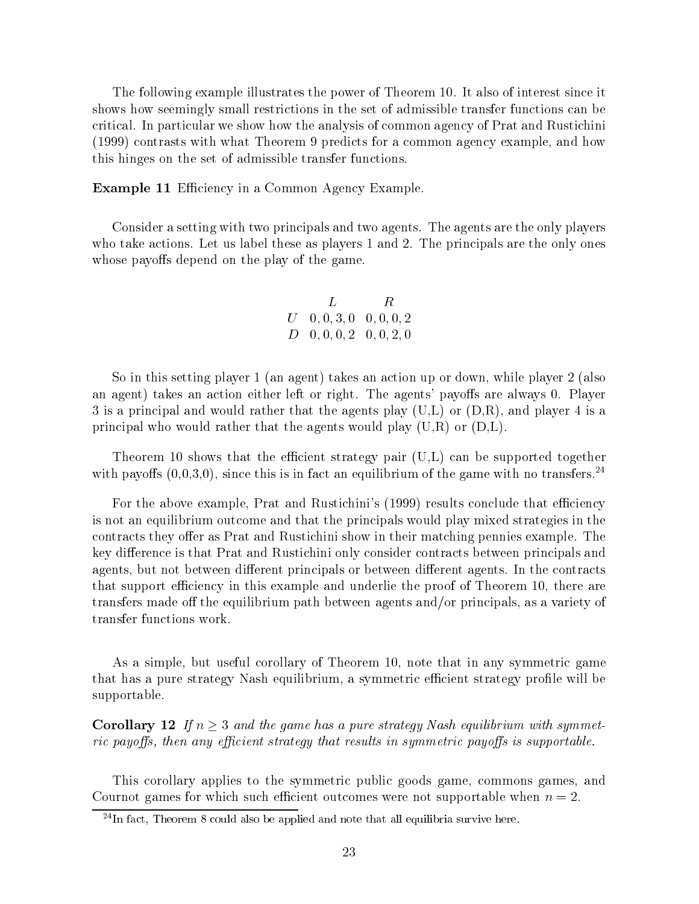The following example illustrates the power of Theorem 10. It also of interest since it shows how seemingly small restrictions in the set of admissible transfer functions can be critical. In particular we show how the analysis of common agency of Prat and Rustichini (1999) contrasts with what Theorem 9 predicts for a common agency example, and how this hinges on the set of admissible transfer functions.

**Example 11** Efficiency in a Common Agency Example.

Consider a setting with two principals and two agents. The agents are the only players who take actions. Let us label these as players 1 and 2. The principals are the only ones whose payoffs depend on the play of the game.

| | $L$ | $R$ |
|---|---|---|
| $U$ | 0, 0, 3, 0 | 0, 0, 0, 2 |
| $D$ | 0, 0, 0, 2 | 0, 0, 2, 0 |

So in this setting player 1 (an agent) takes an action up or down, while player 2 (also an agent) takes an action either left or right. The agents' payoffs are always 0. Player 3 is a principal and would rather that the agents play (U,L) or (D,R), and player 4 is a principal who would rather that the agents would play (U,R) or (D,L).

Theorem 10 shows that the efficient strategy pair (U,L) can be supported together with payoffs (0,0,3,0), since this is in fact an equilibrium of the game with no transfers.[24]

For the above example, Prat and Rustichini's (1999) results conclude that efficiency is not an equilibrium outcome and that the principals would play mixed strategies in the contracts they offer as Prat and Rustichini show in their matching pennies example. The key difference is that Prat and Rustichini only consider contracts between principals and agents, but not between different principals or between different agents. In the contracts that support efficiency in this example and underlie the proof of Theorem 10, there are transfers made off the equilibrium path between agents and/or principals, as a variety of transfer functions work.

As a simple, but useful corollary of Theorem 10, note that in any symmetric game that has a pure strategy Nash equilibrium, a symmetric efficient strategy profile will be supportable.

**Corollary 12** *If $n \geq 3$ and the game has a pure strategy Nash equilibrium with symmetric payoffs, then any efficient strategy that results in symmetric payoffs is supportable.*

This corollary applies to the symmetric public goods game, commons games, and Cournot games for which such efficient outcomes were not supportable when $n = 2$.

[24] In fact, Theorem 8 could also be applied and note that all equilibria survive here.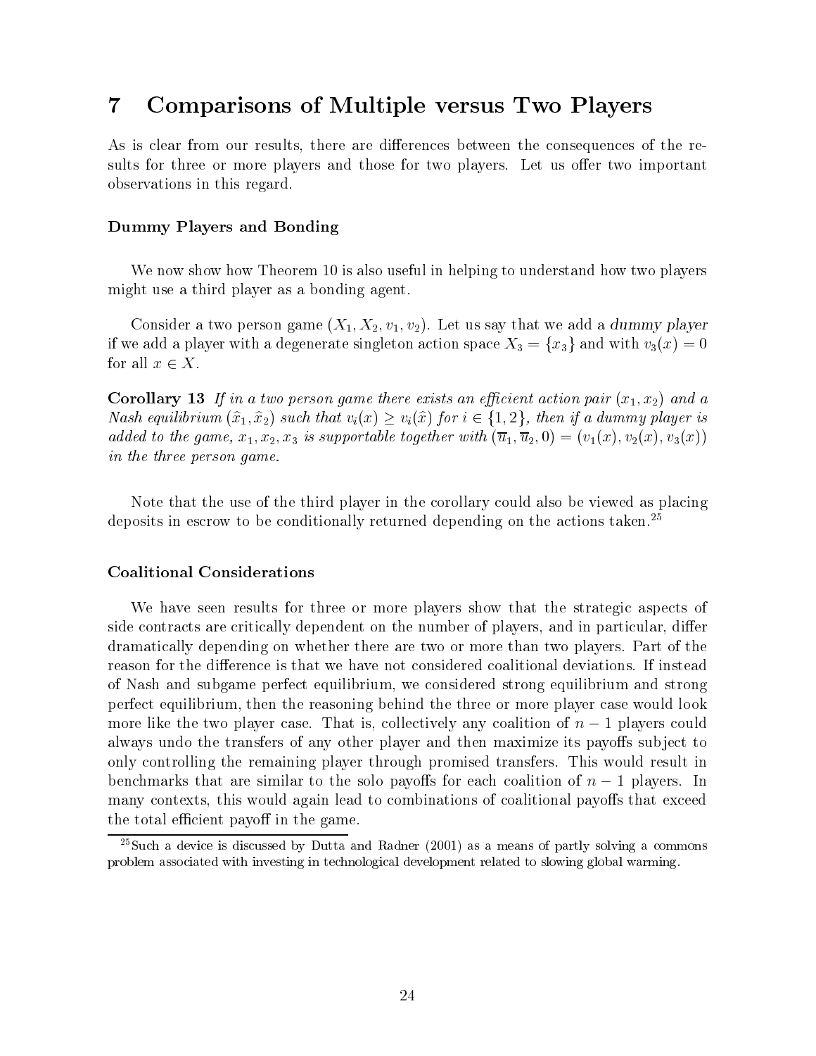# 7 Comparisons of Multiple versus Two Players

As is clear from our results, there are differences between the consequences of the results for three or more players and those for two players. Let us offer two important observations in this regard.

### Dummy Players and Bonding

We now show how Theorem 10 is also useful in helping to understand how two players might use a third player as a bonding agent.

Consider a two person game $(X_1, X_2, v_1, v_2)$. Let us say that we add a *dummy player* if we add a player with a degenerate singleton action space $X_3 = \{x_3\}$ and with $v_3(x) = 0$ for all $x \in X$.

**Corollary 13** *If in a two person game there exists an efficient action pair $(x_1, x_2)$ and a Nash equilibrium $(\widehat{x}_1, \widehat{x}_2)$ such that $v_i(x) \geq v_i(\widehat{x})$ for $i \in \{1, 2\}$, then if a dummy player is added to the game, $x_1, x_2, x_3$ is supportable together with $(\overline{u}_1, \overline{u}_2, 0) = (v_1(x), v_2(x), v_3(x))$ in the three person game.*

Note that the use of the third player in the corollary could also be viewed as placing deposits in escrow to be conditionally returned depending on the actions taken.[25]

### Coalitional Considerations

We have seen results for three or more players show that the strategic aspects of side contracts are critically dependent on the number of players, and in particular, differ dramatically depending on whether there are two or more than two players. Part of the reason for the difference is that we have not considered coalitional deviations. If instead of Nash and subgame perfect equilibrium, we considered strong equilibrium and strong perfect equilibrium, then the reasoning behind the three or more player case would look more like the two player case. That is, collectively any coalition of $n-1$ players could always undo the transfers of any other player and then maximize its payoffs subject to only controlling the remaining player through promised transfers. This would result in benchmarks that are similar to the solo payoffs for each coalition of $n-1$ players. In many contexts, this would again lead to combinations of coalitional payoffs that exceed the total efficient payoff in the game.

[25] Such a device is discussed by Dutta and Radner (2001) as a means of partly solving a commons problem associated with investing in technological development related to slowing global warming.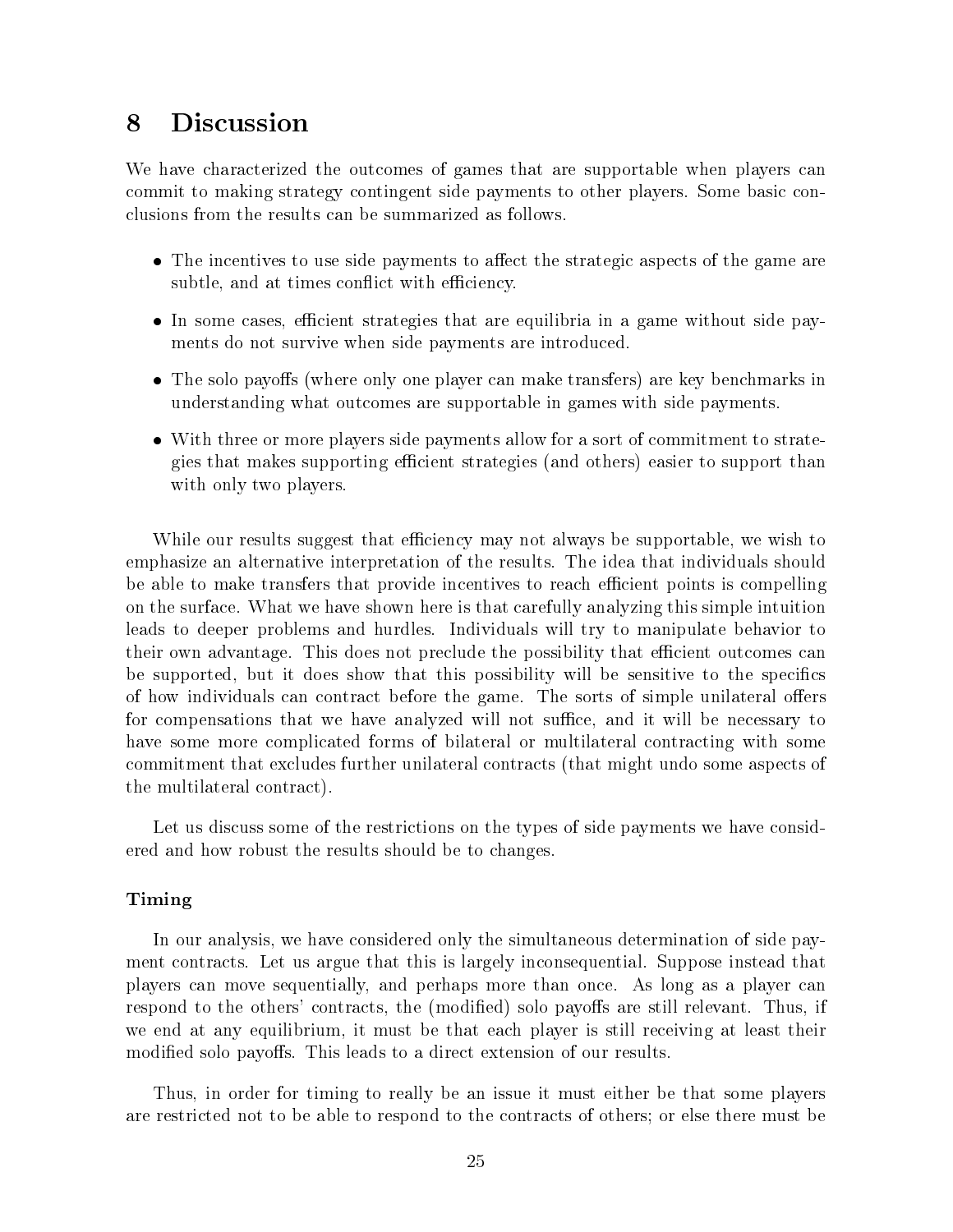# 8 Discussion

We have characterized the outcomes of games that are supportable when players can commit to making strategy contingent side payments to other players. Some basic conclusions from the results can be summarized as follows.

- The incentives to use side payments to affect the strategic aspects of the game are subtle, and at times conflict with efficiency.
- In some cases, efficient strategies that are equilibria in a game without side payments do not survive when side payments are introduced.
- The solo payoffs (where only one player can make transfers) are key benchmarks in understanding what outcomes are supportable in games with side payments.
- With three or more players side payments allow for a sort of commitment to strategies that makes supporting efficient strategies (and others) easier to support than with only two players.

While our results suggest that efficiency may not always be supportable, we wish to emphasize an alternative interpretation of the results. The idea that individuals should be able to make transfers that provide incentives to reach efficient points is compelling on the surface. What we have shown here is that carefully analyzing this simple intuition leads to deeper problems and hurdles. Individuals will try to manipulate behavior to their own advantage. This does not preclude the possibility that efficient outcomes can be supported, but it does show that this possibility will be sensitive to the specifics of how individuals can contract before the game. The sorts of simple unilateral offers for compensations that we have analyzed will not suffice, and it will be necessary to have some more complicated forms of bilateral or multilateral contracting with some commitment that excludes further unilateral contracts (that might undo some aspects of the multilateral contract).

Let us discuss some of the restrictions on the types of side payments we have considered and how robust the results should be to changes.

### Timing

In our analysis, we have considered only the simultaneous determination of side payment contracts. Let us argue that this is largely inconsequential. Suppose instead that players can move sequentially, and perhaps more than once. As long as a player can respond to the others' contracts, the (modified) solo payoffs are still relevant. Thus, if we end at any equilibrium, it must be that each player is still receiving at least their modified solo payoffs. This leads to a direct extension of our results.

Thus, in order for timing to really be an issue it must either be that some players are restricted not to be able to respond to the contracts of others; or else there must be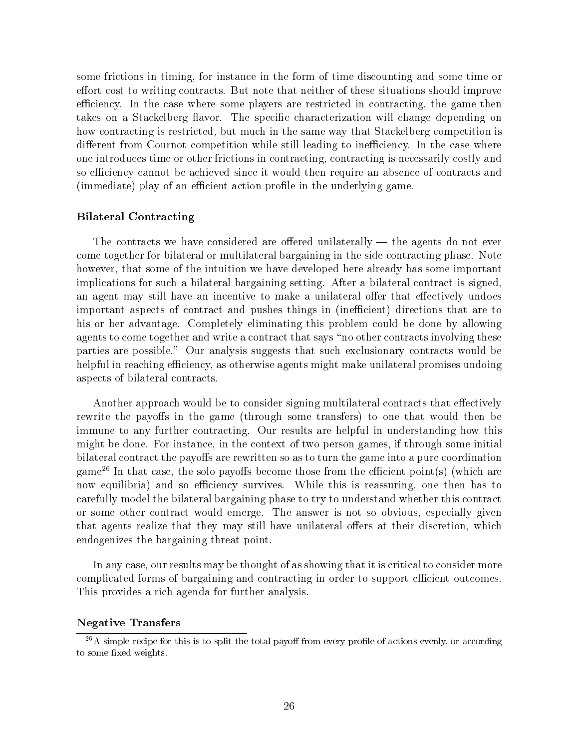some frictions in timing, for instance in the form of time discounting and some time or effort cost to writing contracts. But note that neither of these situations should improve efficiency. In the case where some players are restricted in contracting, the game then takes on a Stackelberg flavor. The specific characterization will change depending on how contracting is restricted, but much in the same way that Stackelberg competition is different from Cournot competition while still leading to inefficiency. In the case where one introduces time or other frictions in contracting, contracting is necessarily costly and so efficiency cannot be achieved since it would then require an absence of contracts and (immediate) play of an efficient action profile in the underlying game.

### Bilateral Contracting

The contracts we have considered are offered unilaterally — the agents do not ever come together for bilateral or multilateral bargaining in the side contracting phase. Note however, that some of the intuition we have developed here already has some important implications for such a bilateral bargaining setting. After a bilateral contract is signed, an agent may still have an incentive to make a unilateral offer that effectively undoes important aspects of contract and pushes things in (inefficient) directions that are to his or her advantage. Completely eliminating this problem could be done by allowing agents to come together and write a contract that says "no other contracts involving these parties are possible." Our analysis suggests that such exclusionary contracts would be helpful in reaching efficiency, as otherwise agents might make unilateral promises undoing aspects of bilateral contracts.

Another approach would be to consider signing multilateral contracts that effectively rewrite the payoffs in the game (through some transfers) to one that would then be immune to any further contracting. Our results are helpful in understanding how this might be done. For instance, in the context of two person games, if through some initial bilateral contract the payoffs are rewritten so as to turn the game into a pure coordination game[26] In that case, the solo payoffs become those from the efficient point(s) (which are now equilibria) and so efficiency survives. While this is reassuring, one then has to carefully model the bilateral bargaining phase to try to understand whether this contract or some other contract would emerge. The answer is not so obvious, especially given that agents realize that they may still have unilateral offers at their discretion, which endogenizes the bargaining threat point.

In any case, our results may be thought of as showing that it is critical to consider more complicated forms of bargaining and contracting in order to support efficient outcomes. This provides a rich agenda for further analysis.

### Negative Transfers

[26] A simple recipe for this is to split the total payoff from every profile of actions evenly, or according to some fixed weights.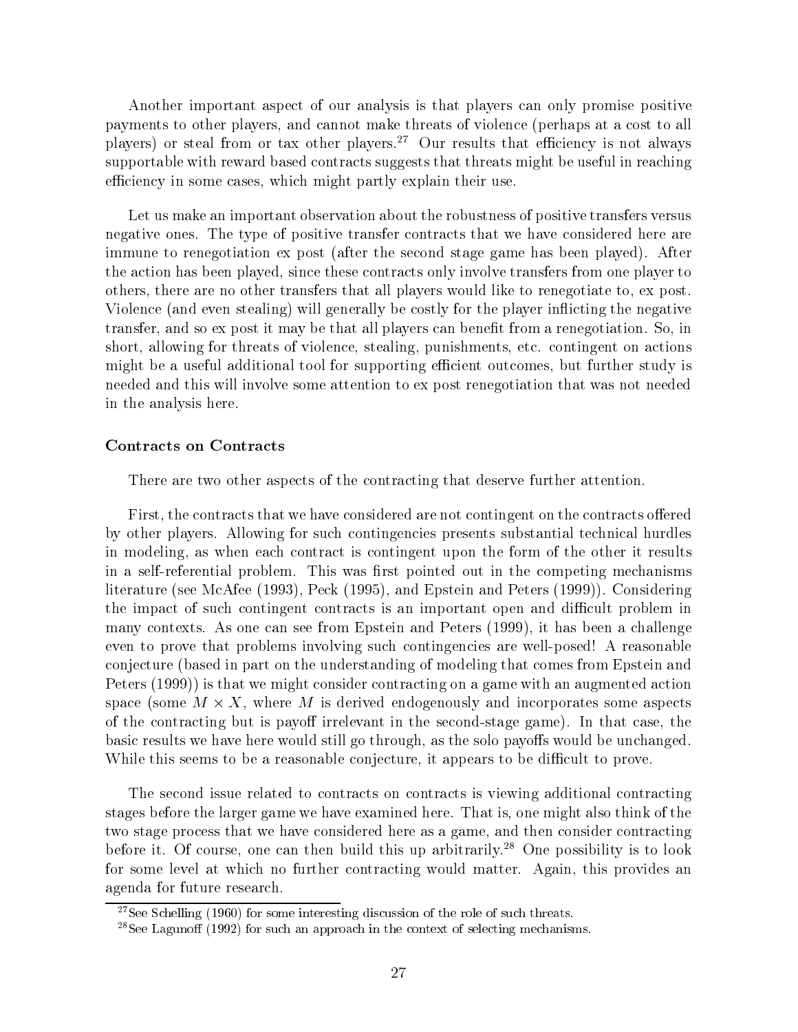Another important aspect of our analysis is that players can only promise positive payments to other players, and cannot make threats of violence (perhaps at a cost to all players) or steal from or tax other players.[27] Our results that efficiency is not always supportable with reward based contracts suggests that threats might be useful in reaching efficiency in some cases, which might partly explain their use.

Let us make an important observation about the robustness of positive transfers versus negative ones. The type of positive transfer contracts that we have considered here are immune to renegotiation ex post (after the second stage game has been played). After the action has been played, since these contracts only involve transfers from one player to others, there are no other transfers that all players would like to renegotiate to, ex post. Violence (and even stealing) will generally be costly for the player inflicting the negative transfer, and so ex post it may be that all players can benefit from a renegotiation. So, in short, allowing for threats of violence, stealing, punishments, etc. contingent on actions might be a useful additional tool for supporting efficient outcomes, but further study is needed and this will involve some attention to ex post renegotiation that was not needed in the analysis here.

**Contracts on Contracts**

There are two other aspects of the contracting that deserve further attention.

First, the contracts that we have considered are not contingent on the contracts offered by other players. Allowing for such contingencies presents substantial technical hurdles in modeling, as when each contract is contingent upon the form of the other it results in a self-referential problem. This was first pointed out in the competing mechanisms literature (see McAfee (1993), Peck (1995), and Epstein and Peters (1999)). Considering the impact of such contingent contracts is an important open and difficult problem in many contexts. As one can see from Epstein and Peters (1999), it has been a challenge even to prove that problems involving such contingencies are well-posed! A reasonable conjecture (based in part on the understanding of modeling that comes from Epstein and Peters (1999)) is that we might consider contracting on a game with an augmented action space (some $M \times X$, where $M$ is derived endogenously and incorporates some aspects of the contracting but is payoff irrelevant in the second-stage game). In that case, the basic results we have here would still go through, as the solo payoffs would be unchanged. While this seems to be a reasonable conjecture, it appears to be difficult to prove.

The second issue related to contracts on contracts is viewing additional contracting stages before the larger game we have examined here. That is, one might also think of the two stage process that we have considered here as a game, and then consider contracting before it. Of course, one can then build this up arbitrarily.[28] One possibility is to look for some level at which no further contracting would matter. Again, this provides an agenda for future research.

[27] See Schelling (1960) for some interesting discussion of the role of such threats.

[28] See Lagunoff (1992) for such an approach in the context of selecting mechanisms.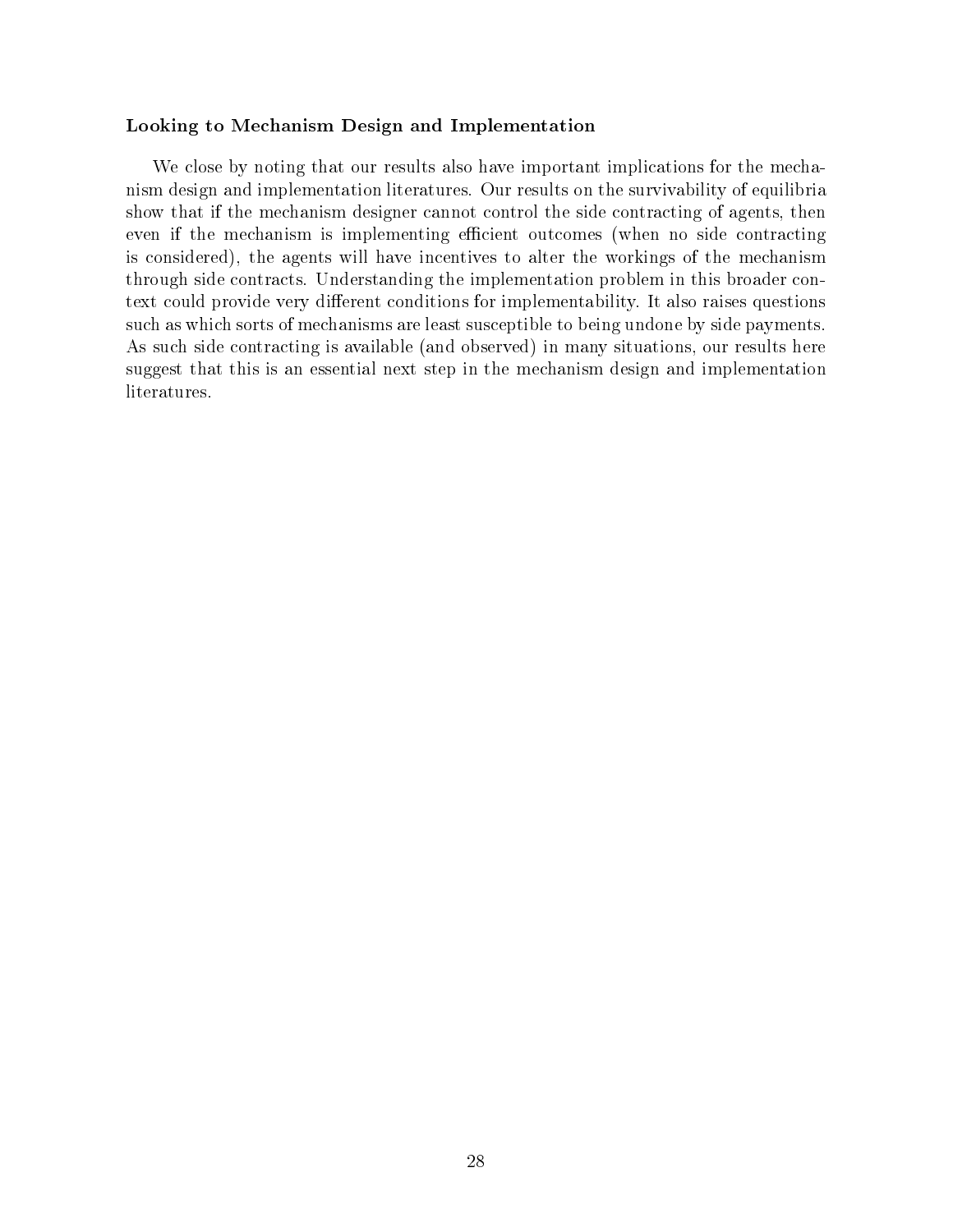### Looking to Mechanism Design and Implementation

We close by noting that our results also have important implications for the mechanism design and implementation literatures. Our results on the survivability of equilibria show that if the mechanism designer cannot control the side contracting of agents, then even if the mechanism is implementing efficient outcomes (when no side contracting is considered), the agents will have incentives to alter the workings of the mechanism through side contracts. Understanding the implementation problem in this broader context could provide very different conditions for implementability. It also raises questions such as which sorts of mechanisms are least susceptible to being undone by side payments. As such side contracting is available (and observed) in many situations, our results here suggest that this is an essential next step in the mechanism design and implementation literatures.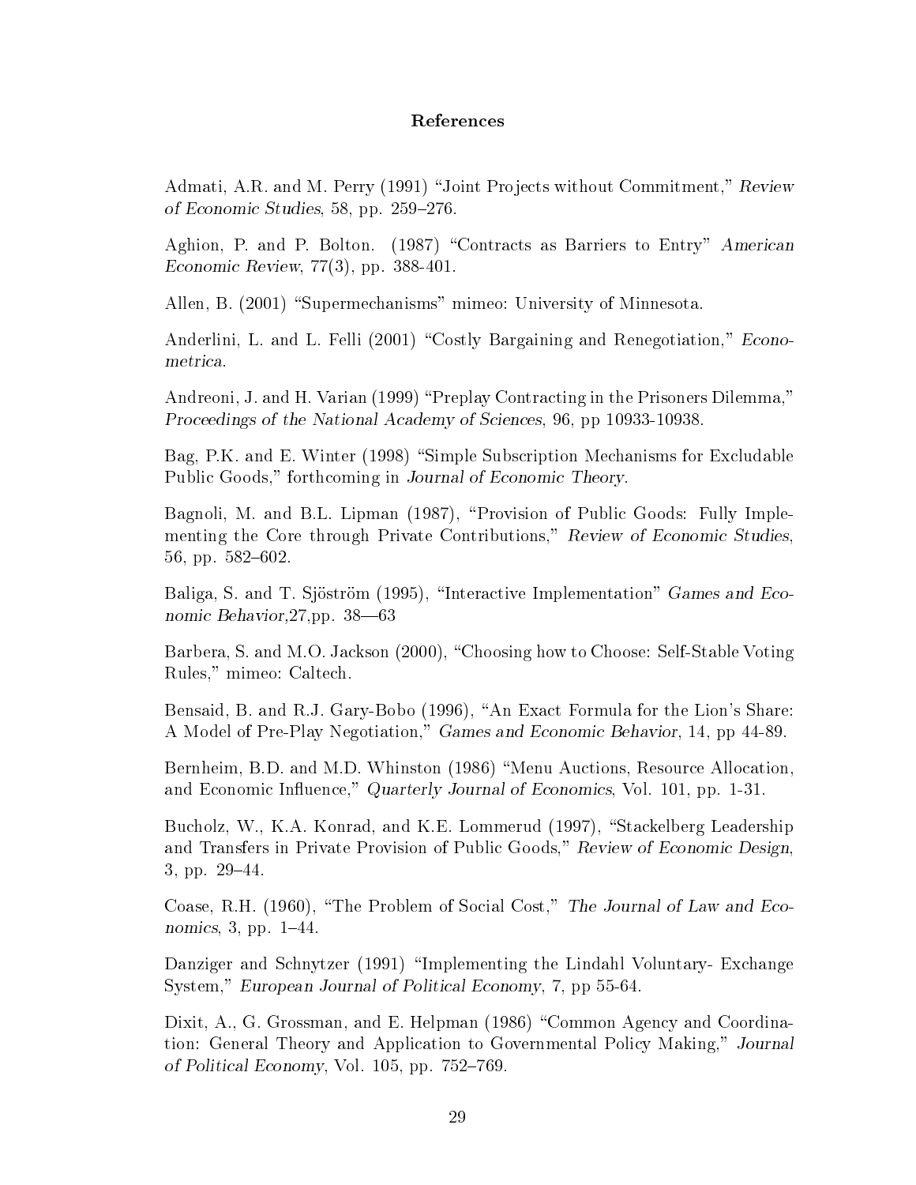## References

Admati, A.R. and M. Perry (1991) "Joint Projects without Commitment," *Review of Economic Studies*, 58, pp. 259–276.

Aghion, P. and P. Bolton. (1987) "Contracts as Barriers to Entry" *American Economic Review*, 77(3), pp. 388-401.

Allen, B. (2001) "Supermechanisms" mimeo: University of Minnesota.

Anderlini, L. and L. Felli (2001) "Costly Bargaining and Renegotiation," *Econometrica*.

Andreoni, J. and H. Varian (1999) "Preplay Contracting in the Prisoners Dilemma," *Proceedings of the National Academy of Sciences*, 96, pp 10933-10938.

Bag, P.K. and E. Winter (1998) "Simple Subscription Mechanisms for Excludable Public Goods," forthcoming in *Journal of Economic Theory*.

Bagnoli, M. and B.L. Lipman (1987), "Provision of Public Goods: Fully Implementing the Core through Private Contributions," *Review of Economic Studies*, 56, pp. 582–602.

Baliga, S. and T. Sjöström (1995), "Interactive Implementation" *Games and Economic Behavior*,27,pp. 38—63

Barbera, S. and M.O. Jackson (2000), "Choosing how to Choose: Self-Stable Voting Rules," mimeo: Caltech.

Bensaid, B. and R.J. Gary-Bobo (1996), "An Exact Formula for the Lion's Share: A Model of Pre-Play Negotiation," *Games and Economic Behavior*, 14, pp 44-89.

Bernheim, B.D. and M.D. Whinston (1986) "Menu Auctions, Resource Allocation, and Economic Influence," *Quarterly Journal of Economics*, Vol. 101, pp. 1-31.

Bucholz, W., K.A. Konrad, and K.E. Lommerud (1997), "Stackelberg Leadership and Transfers in Private Provision of Public Goods," *Review of Economic Design*, 3, pp. 29–44.

Coase, R.H. (1960), "The Problem of Social Cost," *The Journal of Law and Economics*, 3, pp. 1–44.

Danziger and Schnytzer (1991) "Implementing the Lindahl Voluntary- Exchange System," *European Journal of Political Economy*, 7, pp 55-64.

Dixit, A., G. Grossman, and E. Helpman (1986) "Common Agency and Coordination: General Theory and Application to Governmental Policy Making," *Journal of Political Economy*, Vol. 105, pp. 752–769.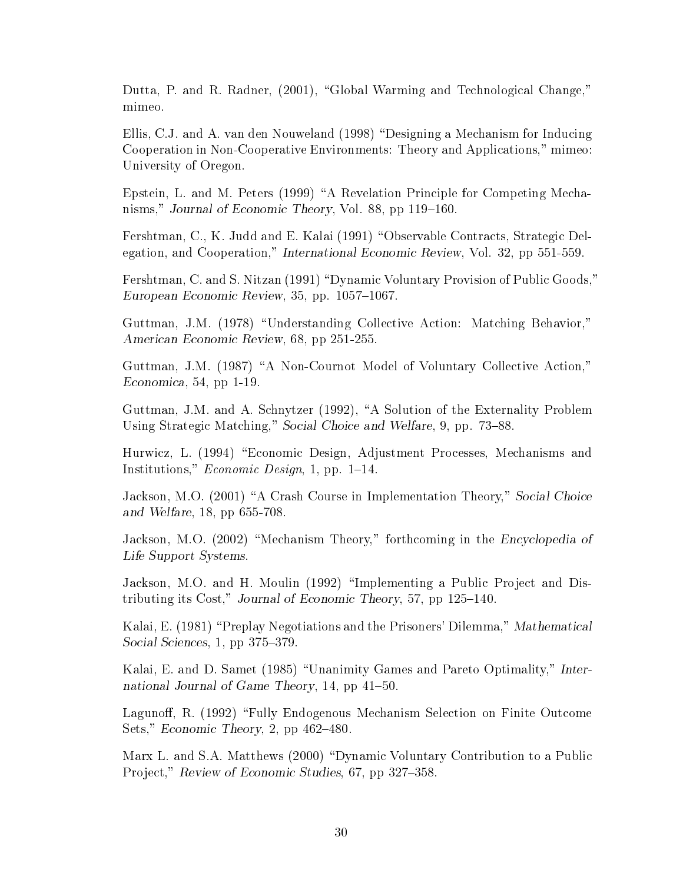Dutta, P. and R. Radner, (2001), "Global Warming and Technological Change," mimeo.

Ellis, C.J. and A. van den Nouweland (1998) "Designing a Mechanism for Inducing Cooperation in Non-Cooperative Environments: Theory and Applications," mimeo: University of Oregon.

Epstein, L. and M. Peters (1999) "A Revelation Principle for Competing Mechanisms," *Journal of Economic Theory*, Vol. 88, pp 119–160.

Fershtman, C., K. Judd and E. Kalai (1991) "Observable Contracts, Strategic Delegation, and Cooperation," *International Economic Review*, Vol. 32, pp 551-559.

Fershtman, C. and S. Nitzan (1991) "Dynamic Voluntary Provision of Public Goods," *European Economic Review*, 35, pp. 1057–1067.

Guttman, J.M. (1978) "Understanding Collective Action: Matching Behavior," *American Economic Review*, 68, pp 251-255.

Guttman, J.M. (1987) "A Non-Cournot Model of Voluntary Collective Action," *Economica*, 54, pp 1-19.

Guttman, J.M. and A. Schnytzer (1992), "A Solution of the Externality Problem Using Strategic Matching," *Social Choice and Welfare*, 9, pp. 73–88.

Hurwicz, L. (1994) "Economic Design, Adjustment Processes, Mechanisms and Institutions," *Economic Design*, 1, pp. 1–14.

Jackson, M.O. (2001) "A Crash Course in Implementation Theory," *Social Choice and Welfare*, 18, pp 655-708.

Jackson, M.O. (2002) "Mechanism Theory," forthcoming in the *Encyclopedia of Life Support Systems*.

Jackson, M.O. and H. Moulin (1992) "Implementing a Public Project and Distributing its Cost," *Journal of Economic Theory*, 57, pp 125–140.

Kalai, E. (1981) "Preplay Negotiations and the Prisoners' Dilemma," *Mathematical Social Sciences*, 1, pp 375–379.

Kalai, E. and D. Samet (1985) "Unanimity Games and Pareto Optimality," *International Journal of Game Theory*, 14, pp 41–50.

Lagunoff, R. (1992) "Fully Endogenous Mechanism Selection on Finite Outcome Sets," *Economic Theory*, 2, pp 462–480.

Marx L. and S.A. Matthews (2000) "Dynamic Voluntary Contribution to a Public Project," *Review of Economic Studies*, 67, pp 327–358.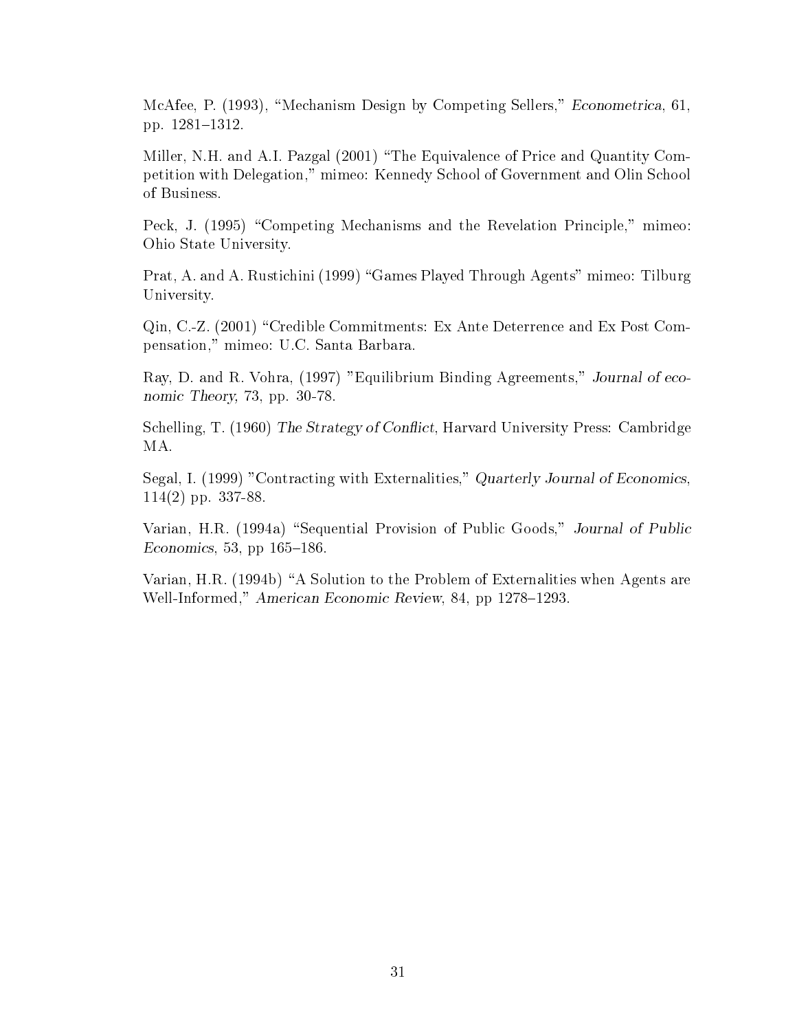McAfee, P. (1993), “Mechanism Design by Competing Sellers,” *Econometrica*, 61, pp. 1281–1312.

Miller, N.H. and A.I. Pazgal (2001) “The Equivalence of Price and Quantity Competition with Delegation,” mimeo: Kennedy School of Government and Olin School of Business.

Peck, J. (1995) “Competing Mechanisms and the Revelation Principle,” mimeo: Ohio State University.

Prat, A. and A. Rustichini (1999) “Games Played Through Agents” mimeo: Tilburg University.

Qin, C.-Z. (2001) “Credible Commitments: Ex Ante Deterrence and Ex Post Compensation,” mimeo: U.C. Santa Barbara.

Ray, D. and R. Vohra, (1997) ”Equilibrium Binding Agreements,” *Journal of economic Theory*, 73, pp. 30-78.

Schelling, T. (1960) *The Strategy of Conflict*, Harvard University Press: Cambridge MA.

Segal, I. (1999) ”Contracting with Externalities,” *Quarterly Journal of Economics*, 114(2) pp. 337-88.

Varian, H.R. (1994a) “Sequential Provision of Public Goods,” *Journal of Public Economics*, 53, pp 165–186.

Varian, H.R. (1994b) “A Solution to the Problem of Externalities when Agents are Well-Informed,” *American Economic Review*, 84, pp 1278–1293.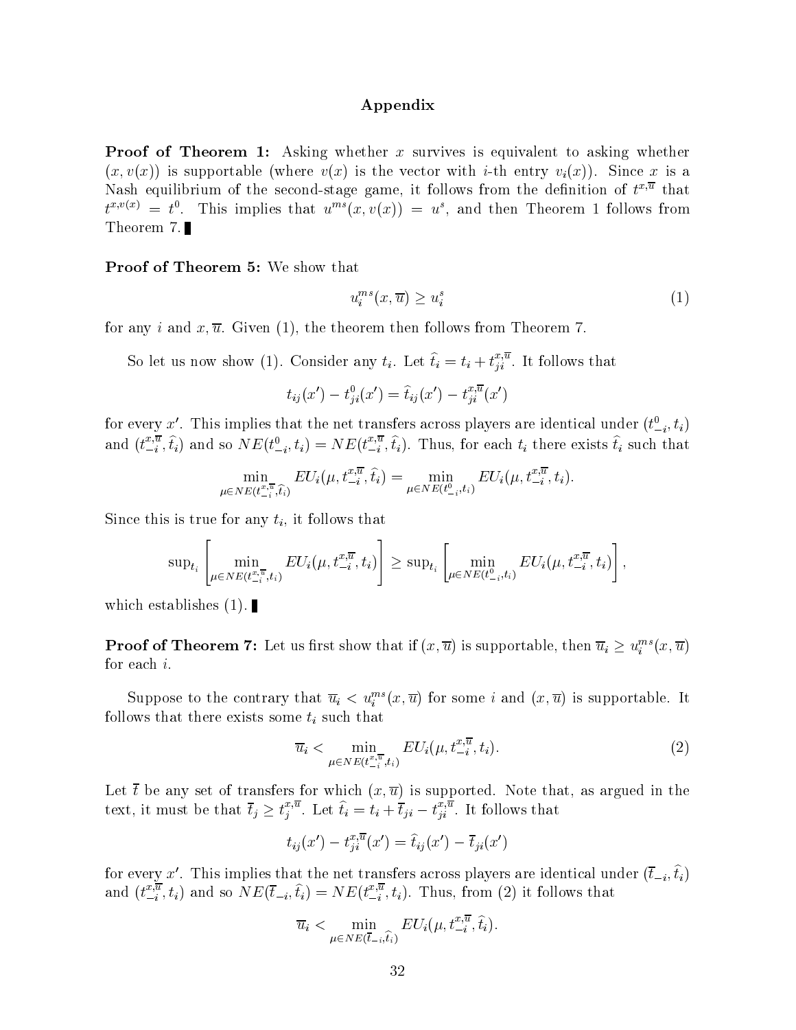## Appendix

**Proof of Theorem 1:** Asking whether $x$ survives is equivalent to asking whether $(x, v(x))$ is supportable (where $v(x)$ is the vector with $i$-th entry $v_i(x)$). Since $x$ is a Nash equilibrium of the second-stage game, it follows from the definition of $t^{x,\overline{u}}$ that $t^{x,v(x)} = t^0$. This implies that $u^{ms}(x, v(x)) = u^s$, and then Theorem 1 follows from Theorem 7. ∎

**Proof of Theorem 5:** We show that

$$u_i^{ms}(x, \overline{u}) \geq u_i^s \tag{1}$$

for any $i$ and $x, \overline{u}$. Given (1), the theorem then follows from Theorem 7.

So let us now show (1). Consider any $t_i$. Let $\widehat{t}_i = t_i + t_{ji}^{x,\overline{u}}$. It follows that

$$t_{ij}(x') - t_{ji}^0(x') = \widehat{t}_{ij}(x') - t_{ji}^{x,\overline{u}}(x')$$

for every $x'$. This implies that the net transfers across players are identical under $(t_{-i}^0, t_i)$ and $(t_{-i}^{x,\overline{u}}, \widehat{t}_i)$ and so $NE(t_{-i}^0, t_i) = NE(t_{-i}^{x,\overline{u}}, \widehat{t}_i)$. Thus, for each $t_i$ there exists $\widehat{t}_i$ such that

$$\min_{\mu \in NE(t_{-i}^{x,\overline{u}}, \widehat{t}_i)} EU_i(\mu, t_{-i}^{x,\overline{u}}, \widehat{t}_i) = \min_{\mu \in NE(t_{-i}^0, t_i)} EU_i(\mu, t_{-i}^{x,\overline{u}}, t_i).$$

Since this is true for any $t_i$, it follows that

$$\sup_{t_i} \left[ \min_{\mu \in NE(t_{-i}^{x,\overline{u}}, t_i)} EU_i(\mu, t_{-i}^{x,\overline{u}}, t_i) \right] \geq \sup_{t_i} \left[ \min_{\mu \in NE(t_{-i}^0, t_i)} EU_i(\mu, t_{-i}^{x,\overline{u}}, t_i) \right],$$

which establishes (1). ∎

**Proof of Theorem 7:** Let us first show that if $(x, \overline{u})$ is supportable, then $\overline{u}_i \geq u_i^{ms}(x, \overline{u})$ for each $i$.

Suppose to the contrary that $\overline{u}_i < u_i^{ms}(x, \overline{u})$ for some $i$ and $(x, \overline{u})$ is supportable. It follows that there exists some $t_i$ such that

$$\overline{u}_i < \min_{\mu \in NE(t_{-i}^{x,\overline{u}}, t_i)} EU_i(\mu, t_{-i}^{x,\overline{u}}, t_i). \tag{2}$$

Let $\overline{t}$ be any set of transfers for which $(x, \overline{u})$ is supported. Note that, as argued in the text, it must be that $\overline{t}_j \geq t_j^{x,\overline{u}}$. Let $\widehat{t}_i = t_i + \overline{t}_{ji} - t_{ji}^{x,\overline{u}}$. It follows that

$$t_{ij}(x') - t_{ji}^{x,\overline{u}}(x') = \widehat{t}_{ij}(x') - \overline{t}_{ji}(x')$$

for every $x'$. This implies that the net transfers across players are identical under $(\overline{t}_{-i}, \widehat{t}_i)$ and $(t_{-i}^{x,\overline{u}}, t_i)$ and so $NE(\overline{t}_{-i}, \widehat{t}_i) = NE(t_{-i}^{x,\overline{u}}, t_i)$. Thus, from (2) it follows that

$$\overline{u}_i < \min_{\mu \in NE(\overline{t}_{-i}, \widehat{t}_i)} EU_i(\mu, t_{-i}^{x,\overline{u}}, \widehat{t}_i).$$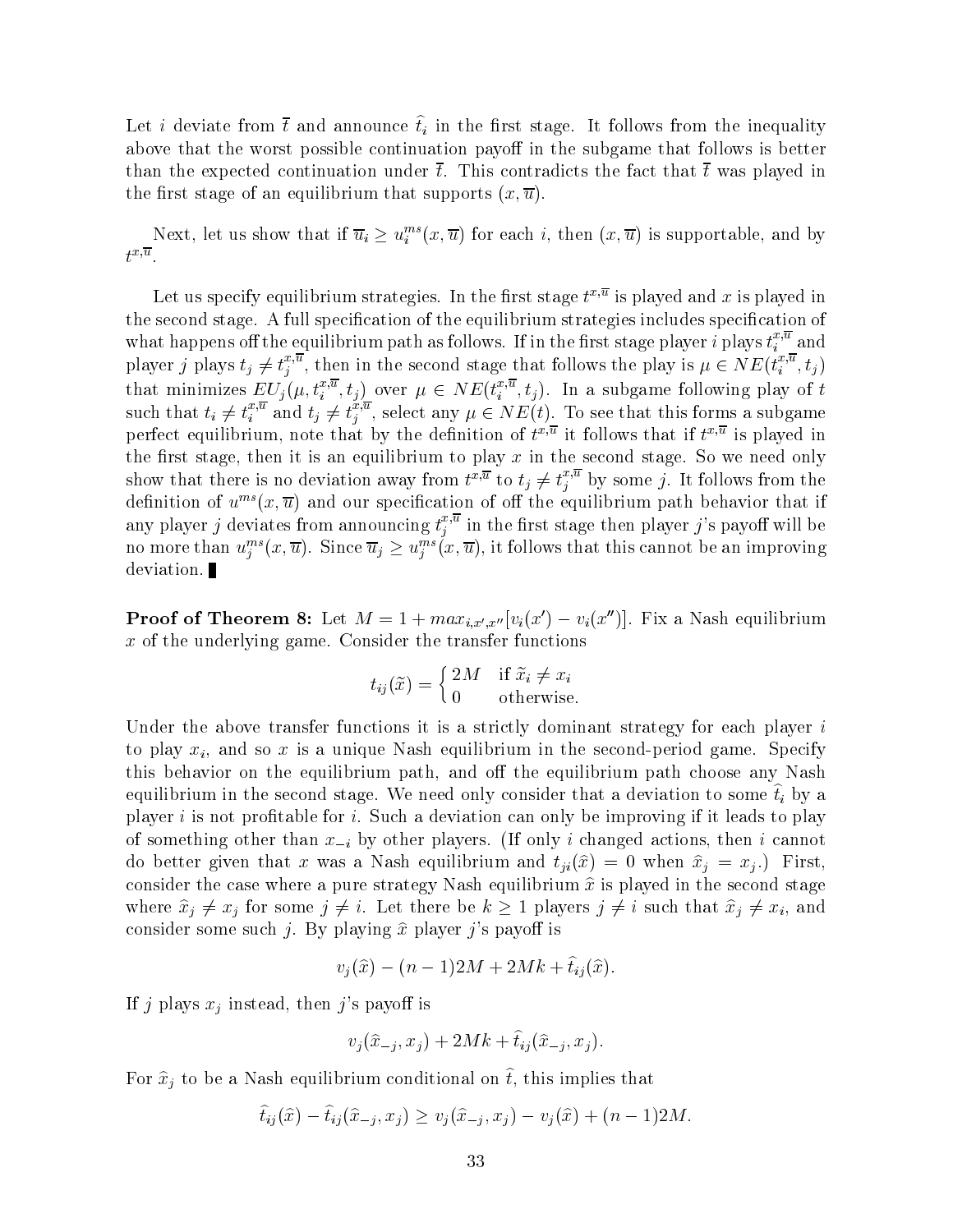Let $i$ deviate from $\overline{t}$ and announce $\widehat{t}_i$ in the first stage. It follows from the inequality above that the worst possible continuation payoff in the subgame that follows is better than the expected continuation under $\overline{t}$. This contradicts the fact that $\overline{t}$ was played in the first stage of an equilibrium that supports $(x, \overline{u})$.

Next, let us show that if $\overline{u}_i \geq u_i^{ms}(x, \overline{u})$ for each $i$, then $(x, \overline{u})$ is supportable, and by $t^{x,\overline{u}}$.

Let us specify equilibrium strategies. In the first stage $t^{x,\overline{u}}$ is played and $x$ is played in the second stage. A full specification of the equilibrium strategies includes specification of what happens off the equilibrium path as follows. If in the first stage player $i$ plays $t_i^{x,\overline{u}}$ and player $j$ plays $t_j \neq t_j^{x,\overline{u}}$, then in the second stage that follows the play is $\mu \in NE(t_i^{x,\overline{u}}, t_j)$ that minimizes $EU_j(\mu, t_i^{x,\overline{u}}, t_j)$ over $\mu \in NE(t_i^{x,\overline{u}}, t_j)$. In a subgame following play of $t$ such that $t_i \neq t_i^{x,\overline{u}}$ and $t_j \neq t_j^{x,\overline{u}}$, select any $\mu \in NE(t)$. To see that this forms a subgame perfect equilibrium, note that by the definition of $t^{x,\overline{u}}$ it follows that if $t^{x,\overline{u}}$ is played in the first stage, then it is an equilibrium to play $x$ in the second stage. So we need only show that there is no deviation away from $t^{x,\overline{u}}$ to $t_j \neq t_j^{x,\overline{u}}$ by some $j$. It follows from the definition of $u^{ms}(x, \overline{u})$ and our specification of off the equilibrium path behavior that if any player $j$ deviates from announcing $t_j^{x,\overline{u}}$ in the first stage then player $j$'s payoff will be no more than $u_j^{ms}(x, \overline{u})$. Since $\overline{u}_j \geq u_j^{ms}(x, \overline{u})$, it follows that this cannot be an improving deviation. ∎

**Proof of Theorem 8:** Let $M = 1 + max_{i,x',x''}[v_i(x') - v_i(x'')]$. Fix a Nash equilibrium $x$ of the underlying game. Consider the transfer functions

$$t_{ij}(\widetilde{x}) = \begin{cases} 2M & \text{if } \widetilde{x}_i \neq x_i \\ 0 & \text{otherwise.} \end{cases}$$

Under the above transfer functions it is a strictly dominant strategy for each player $i$ to play $x_i$, and so $x$ is a unique Nash equilibrium in the second-period game. Specify this behavior on the equilibrium path, and off the equilibrium path choose any Nash equilibrium in the second stage. We need only consider that a deviation to some $\widehat{t}_i$ by a player $i$ is not profitable for $i$. Such a deviation can only be improving if it leads to play of something other than $x_{-i}$ by other players. (If only $i$ changed actions, then $i$ cannot do better given that $x$ was a Nash equilibrium and $t_{ji}(\widehat{x}) = 0$ when $\widehat{x}_j = x_j$.) First, consider the case where a pure strategy Nash equilibrium $\widehat{x}$ is played in the second stage where $\widehat{x}_j \neq x_j$ for some $j \neq i$. Let there be $k \geq 1$ players $j \neq i$ such that $\widehat{x}_j \neq x_i$, and consider some such $j$. By playing $\widehat{x}$ player $j$'s payoff is

$$v_j(\widehat{x}) - (n-1)2M + 2Mk + \widehat{t}_{ij}(\widehat{x}).$$

If $j$ plays $x_j$ instead, then $j$'s payoff is

$$v_j(\widehat{x}_{-j}, x_j) + 2Mk + \widehat{t}_{ij}(\widehat{x}_{-j}, x_j).$$

For $\widehat{x}_j$ to be a Nash equilibrium conditional on $\widehat{t}$, this implies that

$$\widehat{t}_{ij}(\widehat{x}) - \widehat{t}_{ij}(\widehat{x}_{-j}, x_j) \geq v_j(\widehat{x}_{-j}, x_j) - v_j(\widehat{x}) + (n-1)2M.$$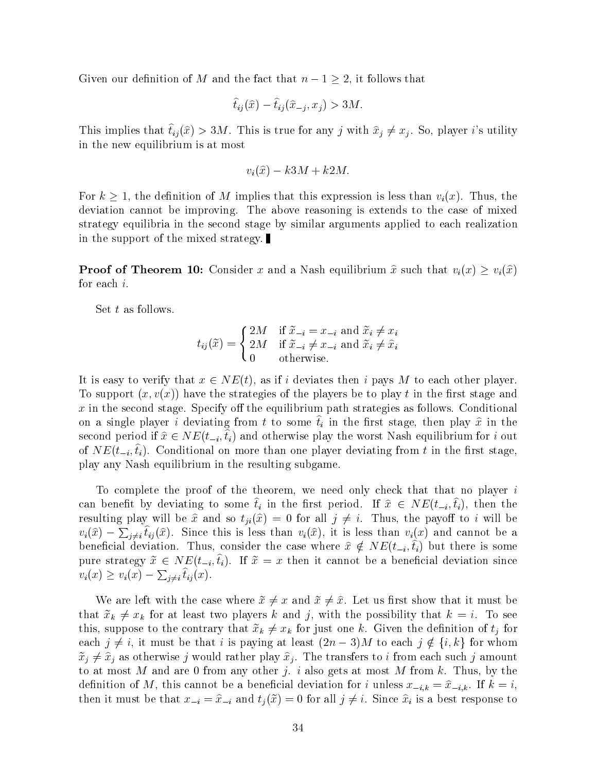Given our definition of $M$ and the fact that $n-1 \geq 2$, it follows that

$$\widehat{t}_{ij}(\widehat{x}) - \widehat{t}_{ij}(\widehat{x}_{-j}, x_j) > 3M.$$

This implies that $\widehat{t}_{ij}(\widehat{x}) > 3M$. This is true for any $j$ with $\widehat{x}_j \neq x_j$. So, player $i$'s utility in the new equilibrium is at most

$$v_i(\widehat{x}) - k3M + k2M.$$

For $k \geq 1$, the definition of $M$ implies that this expression is less than $v_i(x)$. Thus, the deviation cannot be improving. The above reasoning is extends to the case of mixed strategy equilibria in the second stage by similar arguments applied to each realization in the support of the mixed strategy. ∎

**Proof of Theorem 10:** Consider $x$ and a Nash equilibrium $\widehat{x}$ such that $v_i(x) \geq v_i(\widehat{x})$ for each $i$.

Set $t$ as follows.

$$t_{ij}(\widetilde{x}) = \begin{cases} 2M & \text{if } \widetilde{x}_{-i} = x_{-i} \text{ and } \widetilde{x}_i \neq x_i \\ 2M & \text{if } \widetilde{x}_{-i} \neq x_{-i} \text{ and } \widetilde{x}_i \neq \widehat{x}_i \\ 0 & \text{otherwise.} \end{cases}$$

It is easy to verify that $x \in NE(t)$, as if $i$ deviates then $i$ pays $M$ to each other player. To support $(x, v(x))$ have the strategies of the players be to play $t$ in the first stage and $x$ in the second stage. Specify off the equilibrium path strategies as follows. Conditional on a single player $i$ deviating from $t$ to some $\widehat{t}_i$ in the first stage, then play $\widehat{x}$ in the second period if $\widehat{x} \in NE(t_{-i}, \widehat{t}_i)$ and otherwise play the worst Nash equilibrium for $i$ out of $NE(t_{-i}, \widehat{t}_i)$. Conditional on more than one player deviating from $t$ in the first stage, play any Nash equilibrium in the resulting subgame.

To complete the proof of the theorem, we need only check that that no player $i$ can benefit by deviating to some $\widehat{t}_i$ in the first period. If $\widehat{x} \in NE(t_{-i}, \widehat{t}_i)$, then the resulting play will be $\widehat{x}$ and so $t_{ji}(\widehat{x}) = 0$ for all $j \neq i$. Thus, the payoff to $i$ will be $v_i(\widehat{x}) - \sum_{j \neq i} \widehat{t}_{ij}(\widehat{x})$. Since this is less than $v_i(\widehat{x})$, it is less than $v_i(x)$ and cannot be a beneficial deviation. Thus, consider the case where $\widehat{x} \notin NE(t_{-i}, \widehat{t}_i)$ but there is some pure strategy $\widetilde{x} \in NE(t_{-i}, \widehat{t}_i)$. If $\widetilde{x} = x$ then it cannot be a beneficial deviation since $v_i(x) \geq v_i(x) - \sum_{j \neq i} \widehat{t}_{ij}(x)$.

We are left with the case where $\widetilde{x} \neq x$ and $\widetilde{x} \neq \widehat{x}$. Let us first show that it must be that $\widetilde{x}_k \neq x_k$ for at least two players $k$ and $j$, with the possibility that $k = i$. To see this, suppose to the contrary that $\widetilde{x}_k \neq x_k$ for just one $k$. Given the definition of $t_j$ for each $j \neq i$, it must be that $i$ is paying at least $(2n-3)M$ to each $j \notin \{i, k\}$ for whom $\widetilde{x}_j \neq \widehat{x}_j$ as otherwise $j$ would rather play $\widehat{x}_j$. The transfers to $i$ from each such $j$ amount to at most $M$ and are 0 from any other $j$. $i$ also gets at most $M$ from $k$. Thus, by the definition of $M$, this cannot be a beneficial deviation for $i$ unless $x_{-i,k} = \widehat{x}_{-i,k}$. If $k = i$, then it must be that $x_{-i} = \widehat{x}_{-i}$ and $t_j(\widetilde{x}) = 0$ for all $j \neq i$. Since $\widehat{x}_i$ is a best response to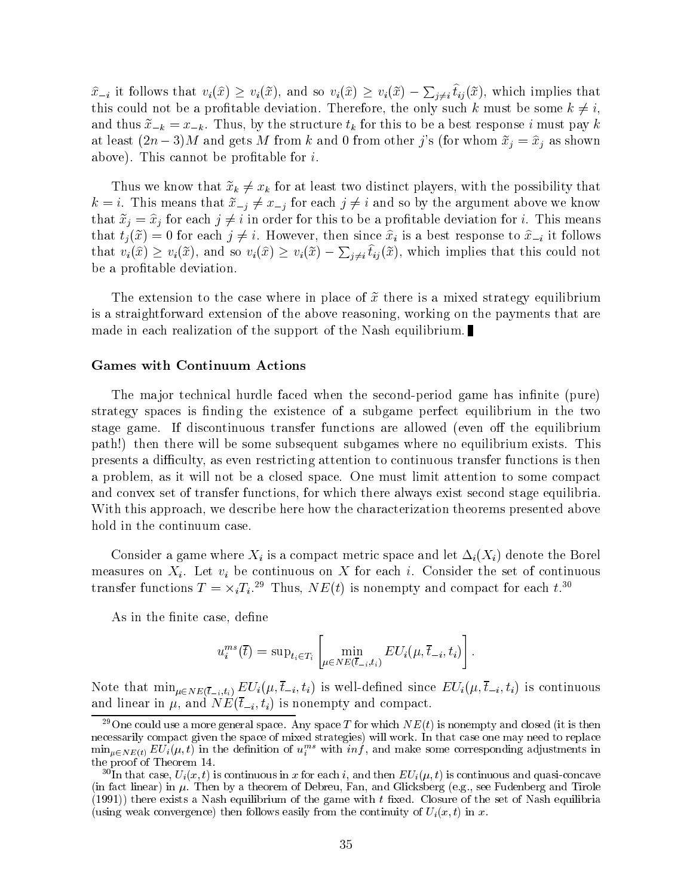$\widehat{x}_{-i}$ it follows that $v_i(\widehat{x}) \geq v_i(\widetilde{x})$, and so $v_i(\widehat{x}) \geq v_i(\widetilde{x}) - \sum_{j \neq i} \widehat{t}_{ij}(\widetilde{x})$, which implies that this could not be a profitable deviation. Therefore, the only such $k$ must be some $k \neq i$, and thus $\widetilde{x}_{-k} = x_{-k}$. Thus, by the structure $t_k$ for this to be a best response $i$ must pay $k$ at least $(2n-3)M$ and gets $M$ from $k$ and 0 from other $j$'s (for whom $\widetilde{x}_j = \widehat{x}_j$ as shown above). This cannot be profitable for $i$.

Thus we know that $\widetilde{x}_k \neq x_k$ for at least two distinct players, with the possibility that $k = i$. This means that $\widetilde{x}_{-j} \neq x_{-j}$ for each $j \neq i$ and so by the argument above we know that $\widetilde{x}_j = \widehat{x}_j$ for each $j \neq i$ in order for this to be a profitable deviation for $i$. This means that $t_j(\widetilde{x}) = 0$ for each $j \neq i$. However, then since $\widehat{x}_i$ is a best response to $\widehat{x}_{-i}$ it follows that $v_i(\widehat{x}) \geq v_i(\widetilde{x})$, and so $v_i(\widehat{x}) \geq v_i(\widetilde{x}) - \sum_{j \neq i} \widehat{t}_{ij}(\widetilde{x})$, which implies that this could not be a profitable deviation.

The extension to the case where in place of $\widetilde{x}$ there is a mixed strategy equilibrium is a straightforward extension of the above reasoning, working on the payments that are made in each realization of the support of the Nash equilibrium. ∎

**Games with Continuum Actions**

The major technical hurdle faced when the second-period game has infinite (pure) strategy spaces is finding the existence of a subgame perfect equilibrium in the two stage game. If discontinuous transfer functions are allowed (even off the equilibrium path!) then there will be some subsequent subgames where no equilibrium exists. This presents a difficulty, as even restricting attention to continuous transfer functions is then a problem, as it will not be a closed space. One must limit attention to some compact and convex set of transfer functions, for which there always exist second stage equilibria. With this approach, we describe here how the characterization theorems presented above hold in the continuum case.

Consider a game where $X_i$ is a compact metric space and let $\Delta_i(X_i)$ denote the Borel measures on $X_i$. Let $v_i$ be continuous on $X$ for each $i$. Consider the set of continuous transfer functions $T = \times_i T_i$.[29] Thus, $NE(t)$ is nonempty and compact for each $t$.[30]

As in the finite case, define

$$u_i^{ms}(\overline{t}) = \sup_{t_i \in T_i} \left[ \min_{\mu \in NE(\overline{t}_{-i}, t_i)} EU_i(\mu, \overline{t}_{-i}, t_i) \right].$$

Note that $\min_{\mu \in NE(\overline{t}_{-i}, t_i)} EU_i(\mu, \overline{t}_{-i}, t_i)$ is well-defined since $EU_i(\mu, \overline{t}_{-i}, t_i)$ is continuous and linear in $\mu$, and $NE(\overline{t}_{-i}, t_i)$ is nonempty and compact.

[29] One could use a more general space. Any space $T$ for which $NE(t)$ is nonempty and closed (it is then necessarily compact given the space of mixed strategies) will work. In that case one may need to replace $\min_{\mu \in NE(t)} EU_i(\mu, t)$ in the definition of $u_i^{ms}$ with $inf$, and make some corresponding adjustments in the proof of Theorem 14.

[30] In that case, $U_i(x, t)$ is continuous in $x$ for each $i$, and then $EU_i(\mu, t)$ is continuous and quasi-concave (in fact linear) in $\mu$. Then by a theorem of Debreu, Fan, and Glicksberg (e.g., see Fudenberg and Tirole (1991)) there exists a Nash equilibrium of the game with $t$ fixed. Closure of the set of Nash equilibria (using weak convergence) then follows easily from the continuity of $U_i(x, t)$ in $x$.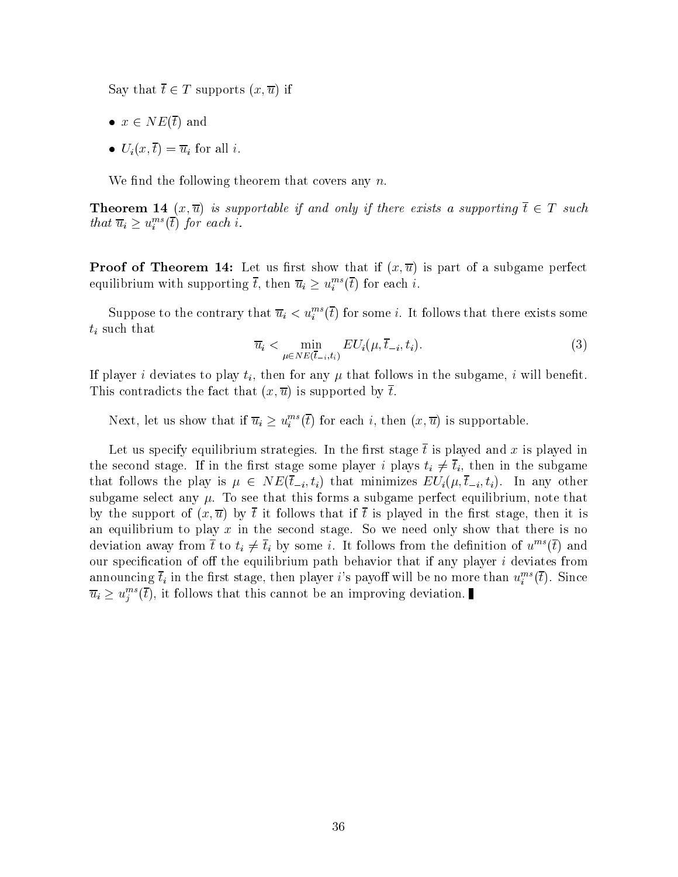Say that $\overline{t} \in T$ supports $(x, \overline{u})$ if

- $x \in NE(\overline{t})$ and
- $U_i(x, \overline{t}) = \overline{u}_i$ for all $i$.

We find the following theorem that covers any $n$.

**Theorem 14** *$(x, \overline{u})$ is supportable if and only if there exists a supporting $\overline{t} \in T$ such that $\overline{u}_i \geq u_i^{ms}(\overline{t})$ for each $i$.*

**Proof of Theorem 14:** Let us first show that if $(x, \overline{u})$ is part of a subgame perfect equilibrium with supporting $\overline{t}$, then $\overline{u}_i \geq u_i^{ms}(\overline{t})$ for each $i$.

Suppose to the contrary that $\overline{u}_i < u_i^{ms}(\overline{t})$ for some $i$. It follows that there exists some $t_i$ such that

$$\overline{u}_i < \min_{\mu \in NE(\overline{t}_{-i}, t_i)} EU_i(\mu, \overline{t}_{-i}, t_i). \tag{3}$$

If player $i$ deviates to play $t_i$, then for any $\mu$ that follows in the subgame, $i$ will benefit. This contradicts the fact that $(x, \overline{u})$ is supported by $\overline{t}$.

Next, let us show that if $\overline{u}_i \geq u_i^{ms}(\overline{t})$ for each $i$, then $(x, \overline{u})$ is supportable.

Let us specify equilibrium strategies. In the first stage $\overline{t}$ is played and $x$ is played in the second stage. If in the first stage some player $i$ plays $t_i \neq \overline{t}_i$, then in the subgame that follows the play is $\mu \in NE(\overline{t}_{-i}, t_i)$ that minimizes $EU_i(\mu, \overline{t}_{-i}, t_i)$. In any other subgame select any $\mu$. To see that this forms a subgame perfect equilibrium, note that by the support of $(x, \overline{u})$ by $\overline{t}$ it follows that if $\overline{t}$ is played in the first stage, then it is an equilibrium to play $x$ in the second stage. So we need only show that there is no deviation away from $\overline{t}$ to $t_i \neq \overline{t}_i$ by some $i$. It follows from the definition of $u^{ms}(\overline{t})$ and our specification of off the equilibrium path behavior that if any player $i$ deviates from announcing $\overline{t}_i$ in the first stage, then player $i$'s payoff will be no more than $u_i^{ms}(\overline{t})$. Since $\overline{u}_i \geq u_j^{ms}(\overline{t})$, it follows that this cannot be an improving deviation. ∎